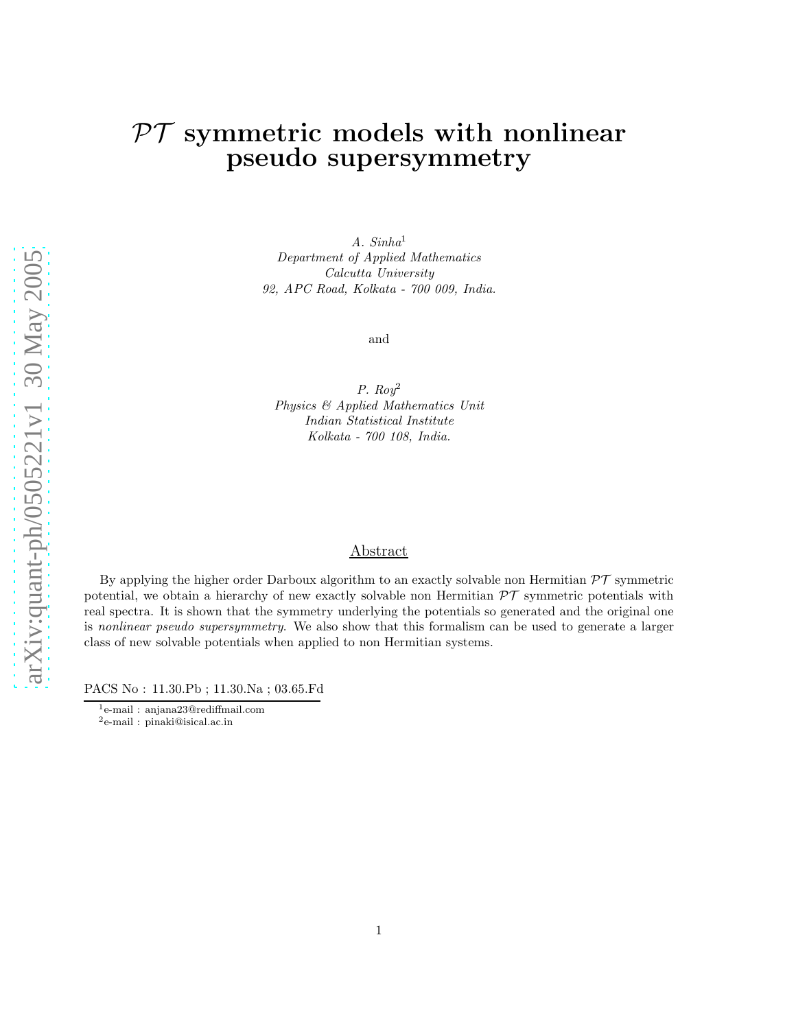# $\mathcal{PT}$ symmetric models with nonlinear pseudo supersymmetry

*A. Sinha*[1]
*Department of Applied Mathematics*
*Calcutta University*
*92, APC Road, Kolkata - 700 009, India.*

and

*P. Roy*[2]
*Physics & Applied Mathematics Unit*
*Indian Statistical Institute*
*Kolkata - 700 108, India.*

## Abstract

By applying the higher order Darboux algorithm to an exactly solvable non Hermitian $\mathcal{PT}$ symmetric potential, we obtain a hierarchy of new exactly solvable non Hermitian $\mathcal{PT}$ symmetric potentials with real spectra. It is shown that the symmetry underlying the potentials so generated and the original one is *nonlinear pseudo supersymmetry*. We also show that this formalism can be used to generate a larger class of new solvable potentials when applied to non Hermitian systems.

PACS No : 11.30.Pb ; 11.30.Na ; 03.65.Fd

[1] e-mail : anjana23@rediffmail.com
[2] e-mail : pinaki@isical.ac.in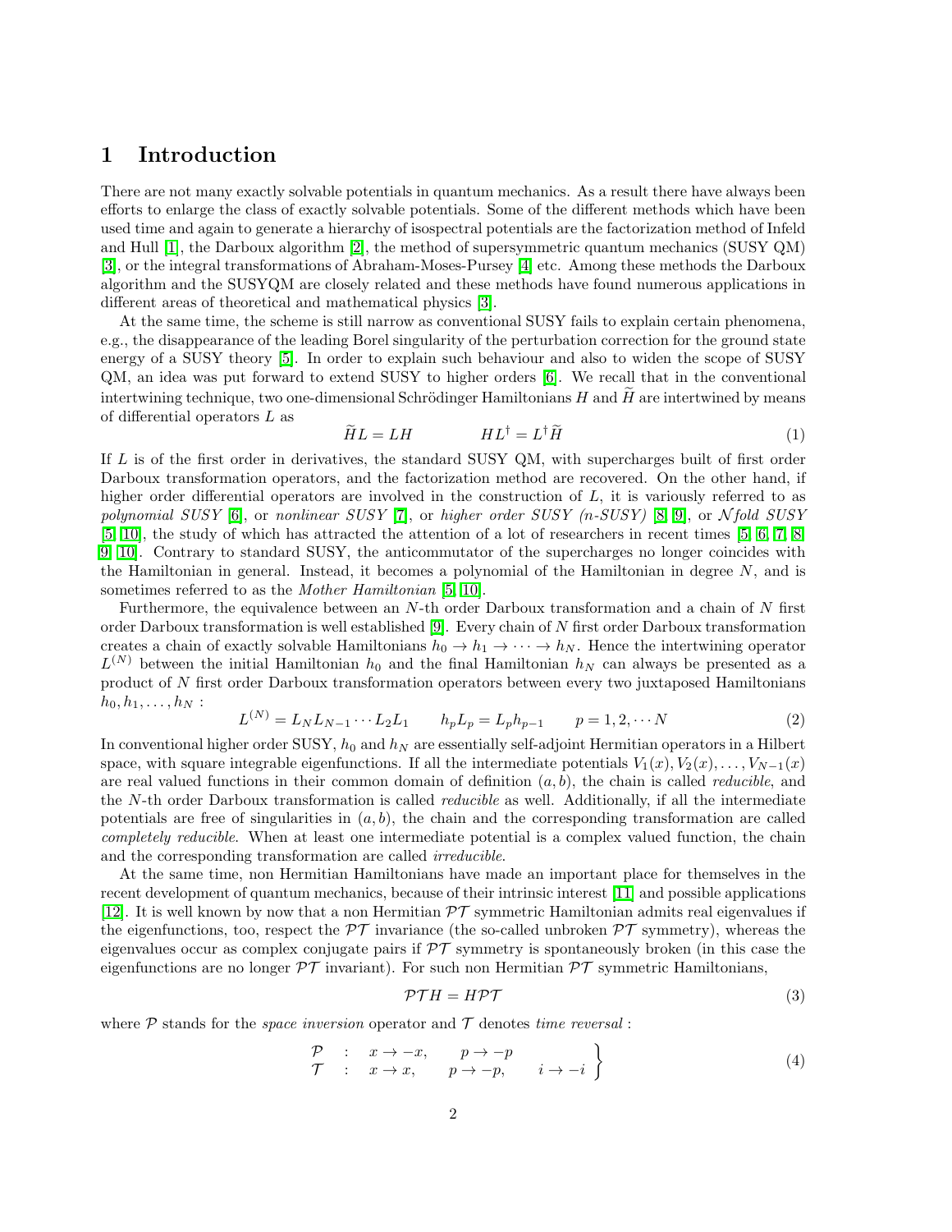# 1 Introduction

There are not many exactly solvable potentials in quantum mechanics. As a result there have always been efforts to enlarge the class of exactly solvable potentials. Some of the different methods which have been used time and again to generate a hierarchy of isospectral potentials are the factorization method of Infeld and Hull [1], the Darboux algorithm [2], the method of supersymmetric quantum mechanics (SUSY QM) [3], or the integral transformations of Abraham-Moses-Pursey [4] etc. Among these methods the Darboux algorithm and the SUSYQM are closely related and these methods have found numerous applications in different areas of theoretical and mathematical physics [3].

At the same time, the scheme is still narrow as conventional SUSY fails to explain certain phenomena, e.g., the disappearance of the leading Borel singularity of the perturbation correction for the ground state energy of a SUSY theory [5]. In order to explain such behaviour and also to widen the scope of SUSY QM, an idea was put forward to extend SUSY to higher orders [6]. We recall that in the conventional intertwining technique, two one-dimensional Schrödinger Hamiltonians $H$ and $\widetilde{H}$ are intertwined by means of differential operators $L$ as

$$\widetilde{H} L = L H \qquad\qquad H L^{\dagger} = L^{\dagger} \widetilde{H} \tag{1}$$

If $L$ is of the first order in derivatives, the standard SUSY QM, with supercharges built of first order Darboux transformation operators, and the factorization method are recovered. On the other hand, if higher order differential operators are involved in the construction of $L$, it is variously referred to as *polynomial SUSY* [6], or *nonlinear SUSY* [7], or *higher order SUSY (n-SUSY)* [8, 9], or $\mathcal{N}$*fold SUSY* [5, 10], the study of which has attracted the attention of a lot of researchers in recent times [5, 6, 7, 8, 9, 10]. Contrary to standard SUSY, the anticommutator of the supercharges no longer coincides with the Hamiltonian in general. Instead, it becomes a polynomial of the Hamiltonian in degree $N$, and is sometimes referred to as the *Mother Hamiltonian* [5, 10].

Furthermore, the equivalence between an $N$-th order Darboux transformation and a chain of $N$ first order Darboux transformation is well established [9]. Every chain of $N$ first order Darboux transformation creates a chain of exactly solvable Hamiltonians $h_0 \rightarrow h_1 \rightarrow \cdots \rightarrow h_N$. Hence the intertwining operator $L^{(N)}$ between the initial Hamiltonian $h_0$ and the final Hamiltonian $h_N$ can always be presented as a product of $N$ first order Darboux transformation operators between every two juxtaposed Hamiltonians $h_0, h_1, \ldots, h_N$ :

$$L^{(N)} = L_N L_{N-1} \cdots L_2 L_1 \qquad h_p L_p = L_p h_{p-1} \qquad p = 1, 2, \cdots N \tag{2}$$

In conventional higher order SUSY, $h_0$ and $h_N$ are essentially self-adjoint Hermitian operators in a Hilbert space, with square integrable eigenfunctions. If all the intermediate potentials $V_1(x), V_2(x), \ldots, V_{N-1}(x)$ are real valued functions in their common domain of definition $(a, b)$, the chain is called *reducible*, and the $N$-th order Darboux transformation is called *reducible* as well. Additionally, if all the intermediate potentials are free of singularities in $(a, b)$, the chain and the corresponding transformation are called *completely reducible*. When at least one intermediate potential is a complex valued function, the chain and the corresponding transformation are called *irreducible*.

At the same time, non Hermitian Hamiltonians have made an important place for themselves in the recent development of quantum mechanics, because of their intrinsic interest [11] and possible applications [12]. It is well known by now that a non Hermitian $\mathcal{PT}$ symmetric Hamiltonian admits real eigenvalues if the eigenfunctions, too, respect the $\mathcal{PT}$ invariance (the so-called unbroken $\mathcal{PT}$ symmetry), whereas the eigenvalues occur as complex conjugate pairs if $\mathcal{PT}$ symmetry is spontaneously broken (in this case the eigenfunctions are no longer $\mathcal{PT}$ invariant). For such non Hermitian $\mathcal{PT}$ symmetric Hamiltonians,

$$\mathcal{PT} H = H \mathcal{PT} \tag{3}$$

where $\mathcal{P}$ stands for the *space inversion* operator and $\mathcal{T}$ denotes *time reversal* :

$$\left.\begin{array}{llll} \mathcal{P} & : & x \rightarrow -x, & p \rightarrow -p \\ \mathcal{T} & : & x \rightarrow x, & p \rightarrow -p, \qquad i \rightarrow -i \end{array}\right\} \tag{4}$$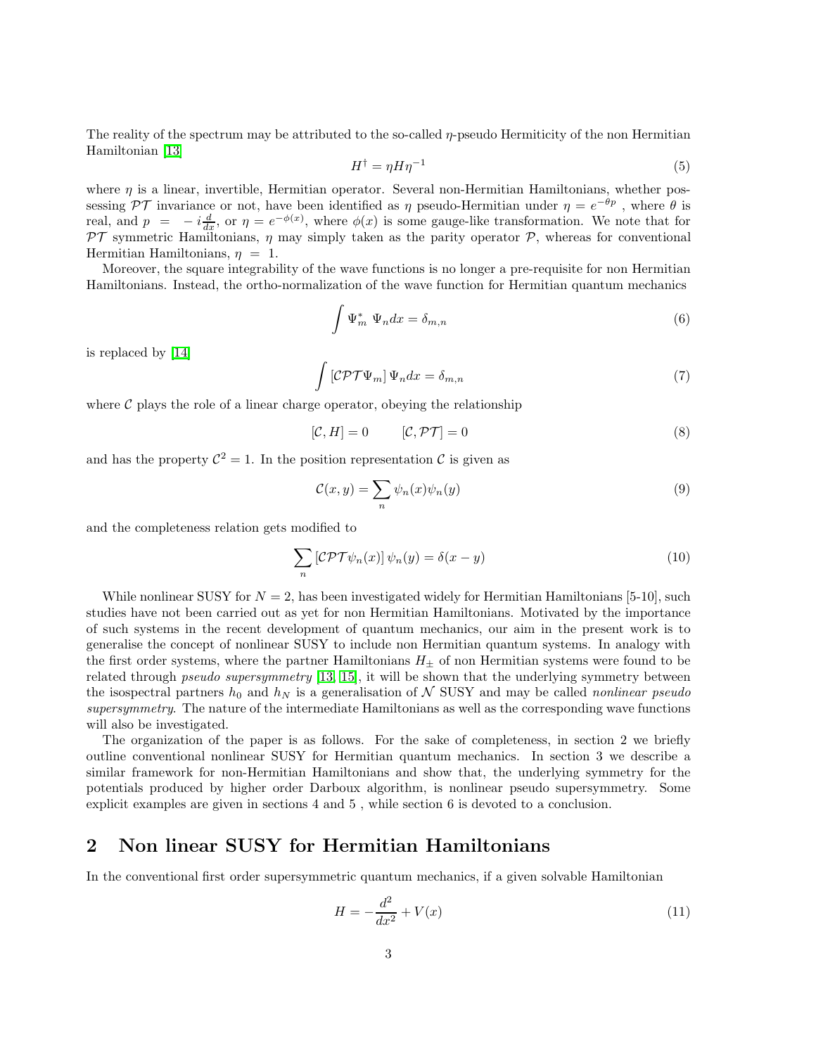The reality of the spectrum may be attributed to the so-called $\eta$-pseudo Hermiticity of the non Hermitian Hamiltonian [13]

$$H^{\dagger} = \eta H \eta^{-1} \tag{5}$$

where $\eta$ is a linear, invertible, Hermitian operator. Several non-Hermitian Hamiltonians, whether possessing $\mathcal{PT}$ invariance or not, have been identified as $\eta$ pseudo-Hermitian under $\eta = e^{-\theta p}$ , where $\theta$ is real, and $p = -i\frac{d}{dx}$, or $\eta = e^{-\phi(x)}$, where $\phi(x)$ is some gauge-like transformation. We note that for $\mathcal{PT}$ symmetric Hamiltonians, $\eta$ may simply taken as the parity operator $\mathcal{P}$, whereas for conventional Hermitian Hamiltonians, $\eta = 1$.

Moreover, the square integrability of the wave functions is no longer a pre-requisite for non Hermitian Hamiltonians. Instead, the ortho-normalization of the wave function for Hermitian quantum mechanics

$$\int \Psi_m^* \ \Psi_n dx = \delta_{m,n} \tag{6}$$

is replaced by [14]

$$\int \left[\mathcal{CPT}\Psi_m\right] \Psi_n dx = \delta_{m,n} \tag{7}$$

where $\mathcal{C}$ plays the role of a linear charge operator, obeying the relationship

$$[\mathcal{C}, H] = 0 \qquad [\mathcal{C}, \mathcal{PT}] = 0 \tag{8}$$

and has the property $\mathcal{C}^2 = 1$. In the position representation $\mathcal{C}$ is given as

$$\mathcal{C}(x,y) = \sum_n \psi_n(x)\psi_n(y) \tag{9}$$

and the completeness relation gets modified to

$$\sum_n \left[\mathcal{CPT}\psi_n(x)\right] \psi_n(y) = \delta(x-y) \tag{10}$$

While nonlinear SUSY for $N = 2$, has been investigated widely for Hermitian Hamiltonians [5-10], such studies have not been carried out as yet for non Hermitian Hamiltonians. Motivated by the importance of such systems in the recent development of quantum mechanics, our aim in the present work is to generalise the concept of nonlinear SUSY to include non Hermitian quantum systems. In analogy with the first order systems, where the partner Hamiltonians $H_{\pm}$ of non Hermitian systems were found to be related through *pseudo supersymmetry* [13, 15], it will be shown that the underlying symmetry between the isospectral partners $h_0$ and $h_N$ is a generalisation of $\mathcal{N}$ SUSY and may be called *nonlinear pseudo supersymmetry*. The nature of the intermediate Hamiltonians as well as the corresponding wave functions will also be investigated.

The organization of the paper is as follows. For the sake of completeness, in section 2 we briefly outline conventional nonlinear SUSY for Hermitian quantum mechanics. In section 3 we describe a similar framework for non-Hermitian Hamiltonians and show that, the underlying symmetry for the potentials produced by higher order Darboux algorithm, is nonlinear pseudo supersymmetry. Some explicit examples are given in sections 4 and 5 , while section 6 is devoted to a conclusion.

## 2 Non linear SUSY for Hermitian Hamiltonians

In the conventional first order supersymmetric quantum mechanics, if a given solvable Hamiltonian

$$H = -\frac{d^2}{dx^2} + V(x) \tag{11}$$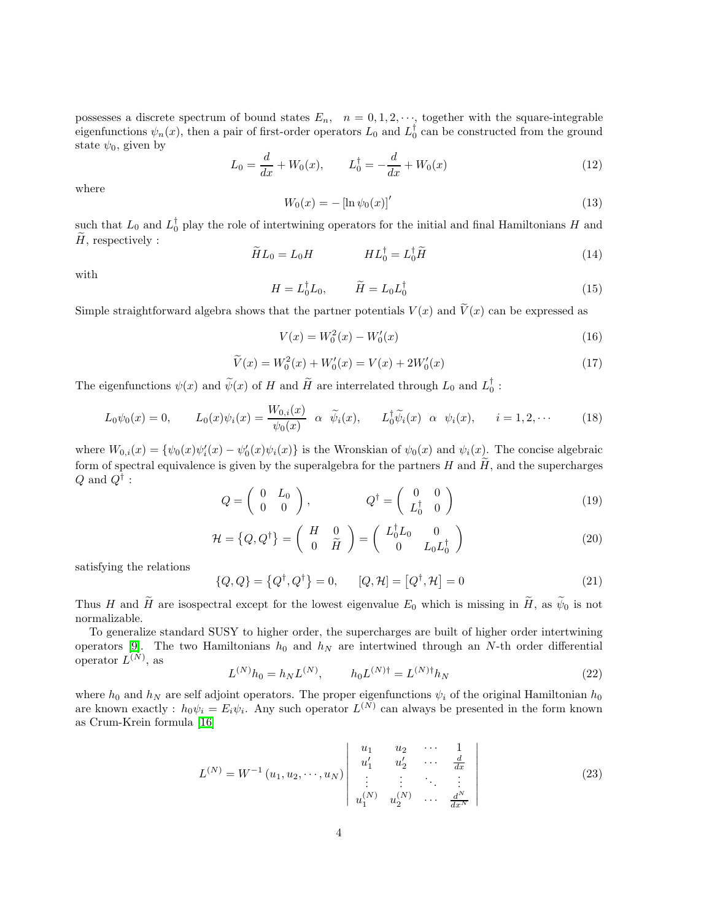possesses a discrete spectrum of bound states $E_n, \quad n = 0, 1, 2, \cdots$, together with the square-integrable eigenfunctions $\psi_n(x)$, then a pair of first-order operators $L_0$ and $L_0^\dagger$ can be constructed from the ground state $\psi_0$, given by

$$L_0 = \frac{d}{dx} + W_0(x), \qquad L_0^\dagger = -\frac{d}{dx} + W_0(x) \tag{12}$$

where

$$W_0(x) = -\left[\ln \psi_0(x)\right]' \tag{13}$$

such that $L_0$ and $L_0^\dagger$ play the role of intertwining operators for the initial and final Hamiltonians $H$ and $\widetilde{H}$, respectively :

$$\widetilde{H} L_0 = L_0 H \qquad\qquad H L_0^\dagger = L_0^\dagger \widetilde{H} \tag{14}$$

with

$$H = L_0^\dagger L_0, \qquad \widetilde{H} = L_0 L_0^\dagger \tag{15}$$

Simple straightforward algebra shows that the partner potentials $V(x)$ and $\widetilde{V}(x)$ can be expressed as

$$V(x) = W_0^2(x) - W_0'(x) \tag{16}$$

$$\widetilde{V}(x) = W_0^2(x) + W_0'(x) = V(x) + 2W_0'(x) \tag{17}$$

The eigenfunctions $\psi(x)$ and $\widetilde{\psi}(x)$ of $H$ and $\widetilde{H}$ are interrelated through $L_0$ and $L_0^\dagger$ :

$$L_0 \psi_0(x) = 0, \qquad L_0(x)\psi_i(x) = \frac{W_{0,i}(x)}{\psi_0(x)} \;\; \alpha \;\; \widetilde{\psi}_i(x), \qquad L_0^\dagger \widetilde{\psi}_i(x) \;\; \alpha \;\; \psi_i(x), \qquad i = 1, 2, \cdots \tag{18}$$

where $W_{0,i}(x) = \{\psi_0(x)\psi_i'(x) - \psi_0'(x)\psi_i(x)\}$ is the Wronskian of $\psi_0(x)$ and $\psi_i(x)$. The concise algebraic form of spectral equivalence is given by the superalgebra for the partners $H$ and $\widetilde{H}$, and the supercharges $Q$ and $Q^\dagger$ :

$$Q = \begin{pmatrix} 0 & L_0 \\ 0 & 0 \end{pmatrix}, \qquad\qquad Q^\dagger = \begin{pmatrix} 0 & 0 \\ L_0^\dagger & 0 \end{pmatrix} \tag{19}$$

$$\mathcal{H} = \{Q, Q^\dagger\} = \begin{pmatrix} H & 0 \\ 0 & \widetilde{H} \end{pmatrix} = \begin{pmatrix} L_0^\dagger L_0 & 0 \\ 0 & L_0 L_0^\dagger \end{pmatrix} \tag{20}$$

satisfying the relations

$$\{Q, Q\} = \{Q^\dagger, Q^\dagger\} = 0, \qquad [Q, \mathcal{H}] = [Q^\dagger, \mathcal{H}] = 0 \tag{21}$$

Thus $H$ and $\widetilde{H}$ are isospectral except for the lowest eigenvalue $E_0$ which is missing in $\widetilde{H}$, as $\widetilde{\psi}_0$ is not normalizable.

To generalize standard SUSY to higher order, the supercharges are built of higher order intertwining operators [9]. The two Hamiltonians $h_0$ and $h_N$ are intertwined through an $N$-th order differential operator $L^{(N)}$, as

$$L^{(N)} h_0 = h_N L^{(N)}, \qquad h_0 L^{(N)\dagger} = L^{(N)\dagger} h_N \tag{22}$$

where $h_0$ and $h_N$ are self adjoint operators. The proper eigenfunctions $\psi_i$ of the original Hamiltonian $h_0$ are known exactly : $h_0 \psi_i = E_i \psi_i$. Any such operator $L^{(N)}$ can always be presented in the form known as Crum-Krein formula [16]

$$L^{(N)} = W^{-1}(u_1, u_2, \cdots, u_N) \begin{vmatrix} u_1 & u_2 & \cdots & 1 \\ u_1' & u_2' & \cdots & \frac{d}{dx} \\ \vdots & \vdots & \ddots & \vdots \\ u_1^{(N)} & u_2^{(N)} & \cdots & \frac{d^N}{dx^N} \end{vmatrix} \tag{23}$$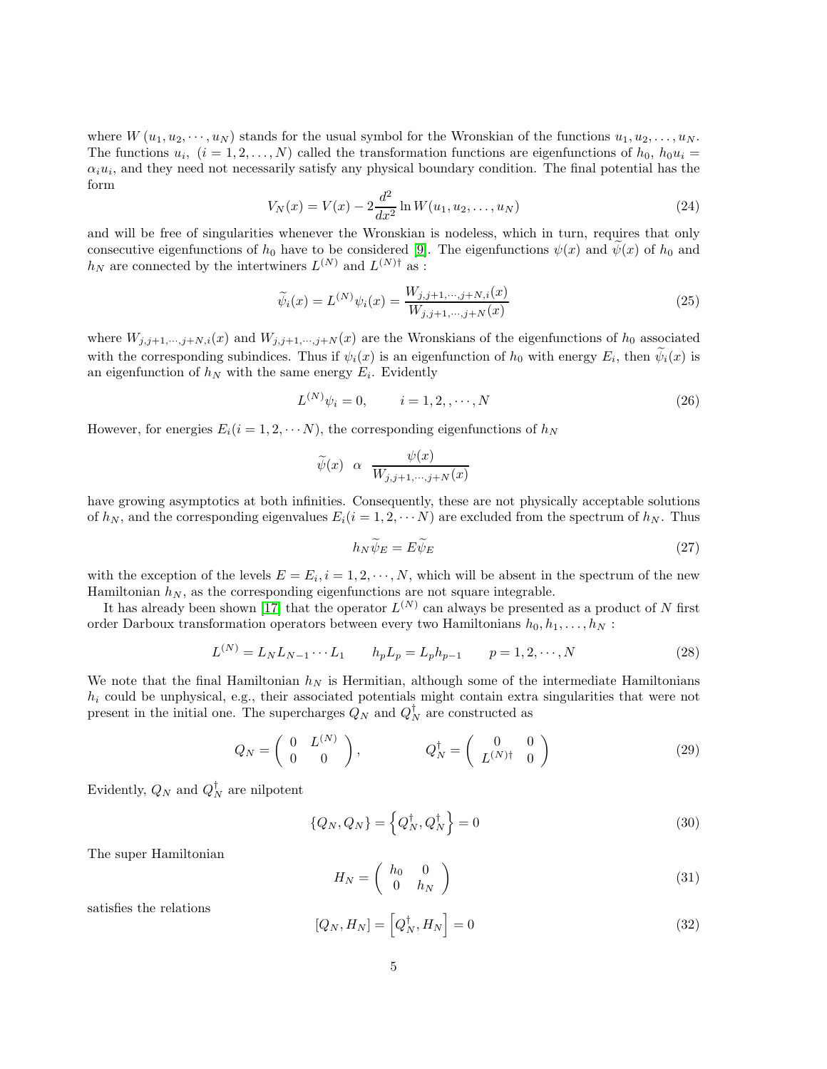where $W(u_1, u_2, \cdots, u_N)$ stands for the usual symbol for the Wronskian of the functions $u_1, u_2, \ldots, u_N$. The functions $u_i$, $(i = 1, 2, \ldots, N)$ called the transformation functions are eigenfunctions of $h_0$, $h_0 u_i = \alpha_i u_i$, and they need not necessarily satisfy any physical boundary condition. The final potential has the form

$$V_N(x) = V(x) - 2\frac{d^2}{dx^2} \ln W(u_1, u_2, \ldots, u_N) \tag{24}$$

and will be free of singularities whenever the Wronskian is nodeless, which in turn, requires that only consecutive eigenfunctions of $h_0$ have to be considered [9]. The eigenfunctions $\psi(x)$ and $\widetilde{\psi}(x)$ of $h_0$ and $h_N$ are connected by the intertwiners $L^{(N)}$ and $L^{(N)\dagger}$ as :

$$\widetilde{\psi}_i(x) = L^{(N)}\psi_i(x) = \frac{W_{j,j+1,\cdots,j+N,i}(x)}{W_{j,j+1,\cdots,j+N}(x)} \tag{25}$$

where $W_{j,j+1,\cdots,j+N,i}(x)$ and $W_{j,j+1,\cdots,j+N}(x)$ are the Wronskians of the eigenfunctions of $h_0$ associated with the corresponding subindices. Thus if $\psi_i(x)$ is an eigenfunction of $h_0$ with energy $E_i$, then $\widetilde{\psi}_i(x)$ is an eigenfunction of $h_N$ with the same energy $E_i$. Evidently

$$L^{(N)}\psi_i = 0, \qquad i = 1, 2, , \cdots, N \tag{26}$$

However, for energies $E_i (i = 1, 2, \cdots N)$, the corresponding eigenfunctions of $h_N$

$$\widetilde{\psi}(x) \;\; \alpha \;\; \frac{\psi(x)}{W_{j,j+1,\cdots,j+N}(x)}$$

have growing asymptotics at both infinities. Consequently, these are not physically acceptable solutions of $h_N$, and the corresponding eigenvalues $E_i (i = 1, 2, \cdots N)$ are excluded from the spectrum of $h_N$. Thus

$$h_N \widetilde{\psi}_E = E \widetilde{\psi}_E \tag{27}$$

with the exception of the levels $E = E_i, i = 1, 2, \cdots, N$, which will be absent in the spectrum of the new Hamiltonian $h_N$, as the corresponding eigenfunctions are not square integrable.

It has already been shown [17] that the operator $L^{(N)}$ can always be presented as a product of $N$ first order Darboux transformation operators between every two Hamiltonians $h_0, h_1, \ldots, h_N$ :

$$L^{(N)} = L_N L_{N-1} \cdots L_1 \qquad h_p L_p = L_p h_{p-1} \qquad p = 1, 2, \cdots, N \tag{28}$$

We note that the final Hamiltonian $h_N$ is Hermitian, although some of the intermediate Hamiltonians $h_i$ could be unphysical, e.g., their associated potentials might contain extra singularities that were not present in the initial one. The supercharges $Q_N$ and $Q_N^\dagger$ are constructed as

$$Q_N = \begin{pmatrix} 0 & L^{(N)} \\ 0 & 0 \end{pmatrix}, \qquad\qquad Q_N^\dagger = \begin{pmatrix} 0 & 0 \\ L^{(N)\dagger} & 0 \end{pmatrix} \tag{29}$$

Evidently, $Q_N$ and $Q_N^\dagger$ are nilpotent

$$\{Q_N, Q_N\} = \left\{Q_N^\dagger, Q_N^\dagger\right\} = 0 \tag{30}$$

The super Hamiltonian

$$H_N = \begin{pmatrix} h_0 & 0 \\ 0 & h_N \end{pmatrix} \tag{31}$$

satisfies the relations

$$[Q_N, H_N] = \left[Q_N^\dagger, H_N\right] = 0 \tag{32}$$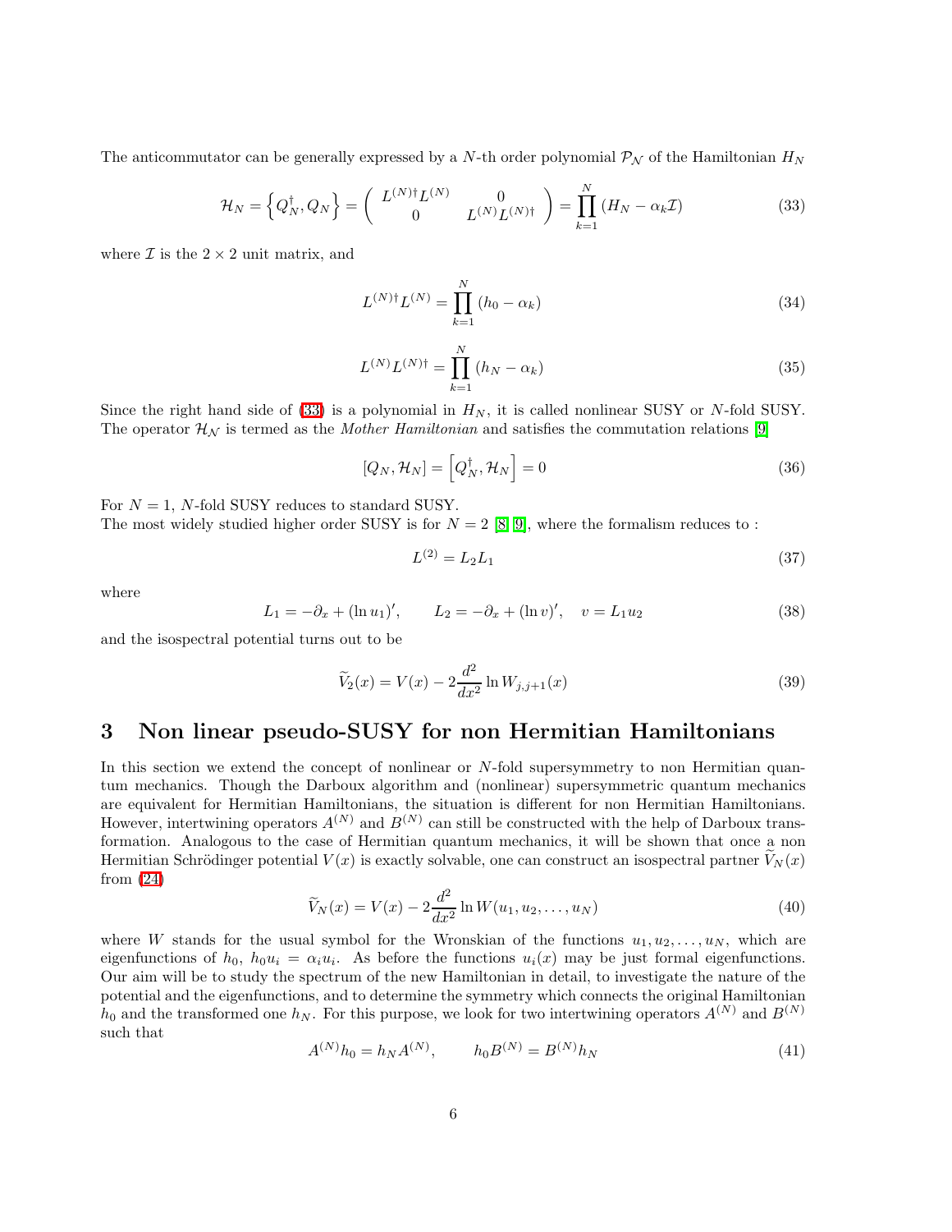The anticommutator can be generally expressed by a $N$-th order polynomial $\mathcal{P}_{\mathcal{N}}$ of the Hamiltonian $H_N$

$$\mathcal{H}_N = \left\{Q_N^\dagger, Q_N\right\} = \begin{pmatrix} L^{(N)\dagger}L^{(N)} & 0 \\ 0 & L^{(N)}L^{(N)\dagger} \end{pmatrix} = \prod_{k=1}^{N}\left(H_N - \alpha_k \mathcal{I}\right) \tag{33}$$

where $\mathcal{I}$ is the $2 \times 2$ unit matrix, and

$$L^{(N)\dagger}L^{(N)} = \prod_{k=1}^{N}\left(h_0 - \alpha_k\right) \tag{34}$$

$$L^{(N)}L^{(N)\dagger} = \prod_{k=1}^{N}\left(h_N - \alpha_k\right) \tag{35}$$

Since the right hand side of (33) is a polynomial in $H_N$, it is called nonlinear SUSY or $N$-fold SUSY. The operator $\mathcal{H}_{\mathcal{N}}$ is termed as the *Mother Hamiltonian* and satisfies the commutation relations [9]

$$\left[Q_N, \mathcal{H}_N\right] = \left[Q_N^\dagger, \mathcal{H}_N\right] = 0 \tag{36}$$

For $N = 1$, $N$-fold SUSY reduces to standard SUSY.
The most widely studied higher order SUSY is for $N = 2$ [8, 9], where the formalism reduces to :

$$L^{(2)} = L_2 L_1 \tag{37}$$

where

$$L_1 = -\partial_x + (\ln u_1)', \qquad L_2 = -\partial_x + (\ln v)', \quad v = L_1 u_2 \tag{38}$$

and the isospectral potential turns out to be

$$\widetilde{V}_2(x) = V(x) - 2\frac{d^2}{dx^2}\ln W_{j,j+1}(x) \tag{39}$$

# 3 Non linear pseudo-SUSY for non Hermitian Hamiltonians

In this section we extend the concept of nonlinear or $N$-fold supersymmetry to non Hermitian quantum mechanics. Though the Darboux algorithm and (nonlinear) supersymmetric quantum mechanics are equivalent for Hermitian Hamiltonians, the situation is different for non Hermitian Hamiltonians. However, intertwining operators $A^{(N)}$ and $B^{(N)}$ can still be constructed with the help of Darboux transformation. Analogous to the case of Hermitian quantum mechanics, it will be shown that once a non Hermitian Schrödinger potential $V(x)$ is exactly solvable, one can construct an isospectral partner $\widetilde{V}_N(x)$ from (24)

$$\widetilde{V}_N(x) = V(x) - 2\frac{d^2}{dx^2}\ln W(u_1, u_2, \ldots, u_N) \tag{40}$$

where $W$ stands for the usual symbol for the Wronskian of the functions $u_1, u_2, \ldots, u_N$, which are eigenfunctions of $h_0$, $h_0 u_i = \alpha_i u_i$. As before the functions $u_i(x)$ may be just formal eigenfunctions. Our aim will be to study the spectrum of the new Hamiltonian in detail, to investigate the nature of the potential and the eigenfunctions, and to determine the symmetry which connects the original Hamiltonian $h_0$ and the transformed one $h_N$. For this purpose, we look for two intertwining operators $A^{(N)}$ and $B^{(N)}$ such that

$$A^{(N)}h_0 = h_N A^{(N)}, \qquad h_0 B^{(N)} = B^{(N)}h_N \tag{41}$$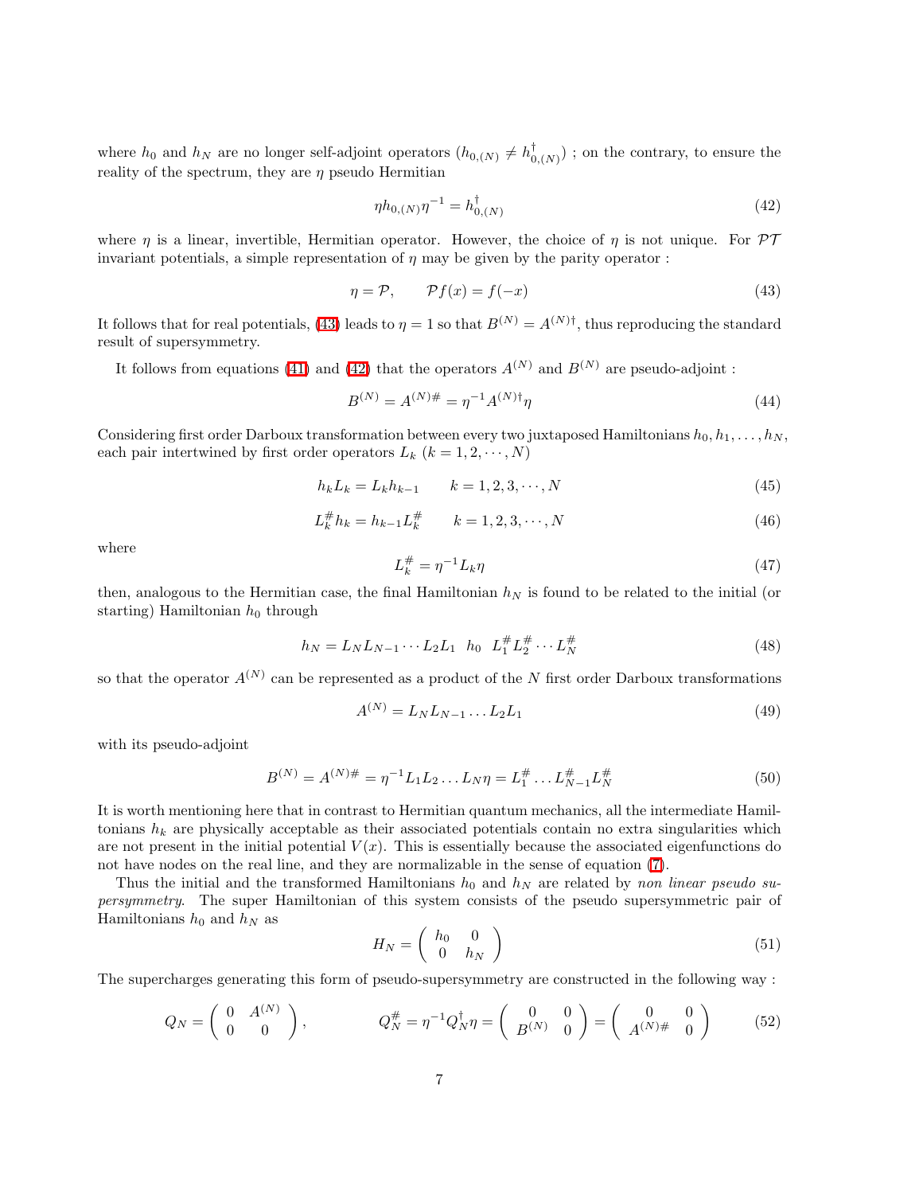where $h_0$ and $h_N$ are no longer self-adjoint operators $(h_{0,(N)} \neq h^{\dagger}_{0,(N)})$ ; on the contrary, to ensure the reality of the spectrum, they are $\eta$ pseudo Hermitian

$$\eta h_{0,(N)} \eta^{-1} = h^{\dagger}_{0,(N)} \tag{42}$$

where $\eta$ is a linear, invertible, Hermitian operator. However, the choice of $\eta$ is not unique. For $\mathcal{PT}$ invariant potentials, a simple representation of $\eta$ may be given by the parity operator :

$$\eta = \mathcal{P}, \qquad \mathcal{P}f(x) = f(-x) \tag{43}$$

It follows that for real potentials, (43) leads to $\eta = 1$ so that $B^{(N)} = A^{(N)\dagger}$, thus reproducing the standard result of supersymmetry.

It follows from equations (41) and (42) that the operators $A^{(N)}$ and $B^{(N)}$ are pseudo-adjoint :

$$B^{(N)} = A^{(N)\#} = \eta^{-1} A^{(N)\dagger} \eta \tag{44}$$

Considering first order Darboux transformation between every two juxtaposed Hamiltonians $h_0, h_1, \ldots, h_N$, each pair intertwined by first order operators $L_k$ $(k = 1, 2, \cdots, N)$

$$h_k L_k = L_k h_{k-1} \qquad k = 1, 2, 3, \cdots, N \tag{45}$$

$$L_k^{\#} h_k = h_{k-1} L_k^{\#} \qquad k = 1, 2, 3, \cdots, N \tag{46}$$

where

$$L_k^{\#} = \eta^{-1} L_k \eta \tag{47}$$

then, analogous to the Hermitian case, the final Hamiltonian $h_N$ is found to be related to the initial (or starting) Hamiltonian $h_0$ through

$$h_N = L_N L_{N-1} \cdots L_2 L_1 \;\; h_0 \;\; L_1^{\#} L_2^{\#} \cdots L_N^{\#} \tag{48}$$

so that the operator $A^{(N)}$ can be represented as a product of the $N$ first order Darboux transformations

$$A^{(N)} = L_N L_{N-1} \ldots L_2 L_1 \tag{49}$$

with its pseudo-adjoint

$$B^{(N)} = A^{(N)\#} = \eta^{-1} L_1 L_2 \ldots L_N \eta = L_1^{\#} \ldots L_{N-1}^{\#} L_N^{\#} \tag{50}$$

It is worth mentioning here that in contrast to Hermitian quantum mechanics, all the intermediate Hamiltonians $h_k$ are physically acceptable as their associated potentials contain no extra singularities which are not present in the initial potential $V(x)$. This is essentially because the associated eigenfunctions do not have nodes on the real line, and they are normalizable in the sense of equation (7).

Thus the initial and the transformed Hamiltonians $h_0$ and $h_N$ are related by *non linear pseudo supersymmetry*. The super Hamiltonian of this system consists of the pseudo supersymmetric pair of Hamiltonians $h_0$ and $h_N$ as

$$H_N = \begin{pmatrix} h_0 & 0 \\ 0 & h_N \end{pmatrix} \tag{51}$$

The supercharges generating this form of pseudo-supersymmetry are constructed in the following way :

$$Q_N = \begin{pmatrix} 0 & A^{(N)} \\ 0 & 0 \end{pmatrix}, \qquad Q_N^{\#} = \eta^{-1} Q_N^{\dagger} \eta = \begin{pmatrix} 0 & 0 \\ B^{(N)} & 0 \end{pmatrix} = \begin{pmatrix} 0 & 0 \\ A^{(N)\#} & 0 \end{pmatrix} \tag{52}$$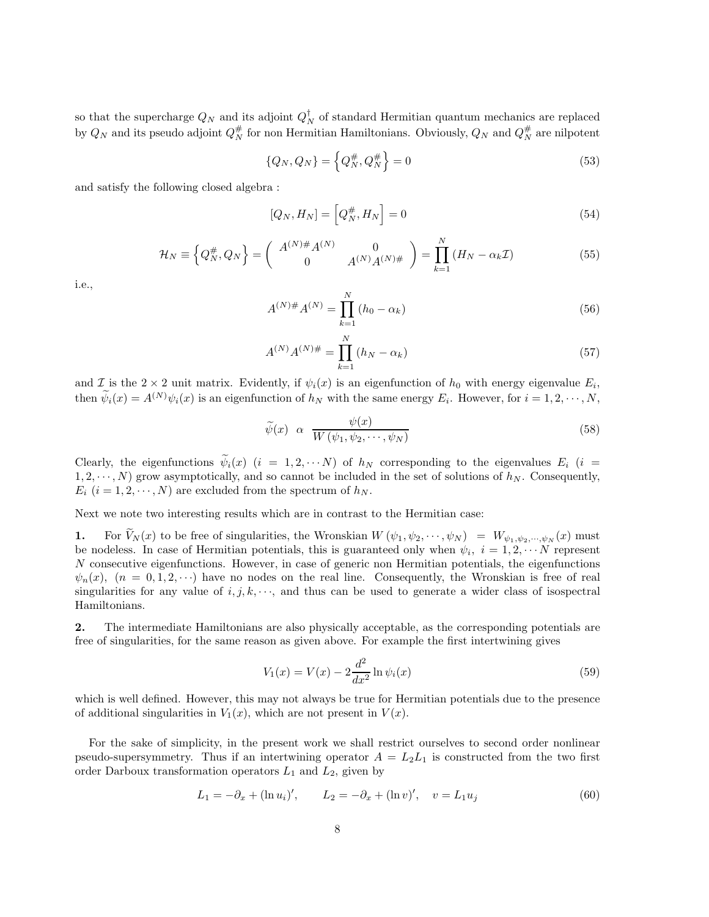so that the supercharge $Q_N$ and its adjoint $Q_N^\dagger$ of standard Hermitian quantum mechanics are replaced by $Q_N$ and its pseudo adjoint $Q_N^\#$ for non Hermitian Hamiltonians. Obviously, $Q_N$ and $Q_N^\#$ are nilpotent

$$\{Q_N, Q_N\} = \left\{Q_N^\#, Q_N^\#\right\} = 0 \tag{53}$$

and satisfy the following closed algebra :

$$[Q_N, H_N] = \left[Q_N^\#, H_N\right] = 0 \tag{54}$$

$$\mathcal{H}_N \equiv \left\{Q_N^\#, Q_N\right\} = \begin{pmatrix} A^{(N)\#}A^{(N)} & 0 \\ 0 & A^{(N)}A^{(N)\#} \end{pmatrix} = \prod_{k=1}^{N}\left(H_N - \alpha_k \mathcal{I}\right) \tag{55}$$

i.e.,

$$A^{(N)\#}A^{(N)} = \prod_{k=1}^{N}\left(h_0 - \alpha_k\right) \tag{56}$$

$$A^{(N)}A^{(N)\#} = \prod_{k=1}^{N}\left(h_N - \alpha_k\right) \tag{57}$$

and $\mathcal{I}$ is the $2\times 2$ unit matrix. Evidently, if $\psi_i(x)$ is an eigenfunction of $h_0$ with energy eigenvalue $E_i$, then $\widetilde{\psi}_i(x) = A^{(N)}\psi_i(x)$ is an eigenfunction of $h_N$ with the same energy $E_i$. However, for $i = 1, 2, \cdots, N$,

$$\widetilde{\psi}(x) \;\; \alpha \;\; \frac{\psi(x)}{W\left(\psi_1, \psi_2, \cdots, \psi_N\right)} \tag{58}$$

Clearly, the eigenfunctions $\widetilde{\psi}_i(x)$ $(i = 1, 2, \cdots N)$ of $h_N$ corresponding to the eigenvalues $E_i$ $(i = 1, 2, \cdots, N)$ grow asymptotically, and so cannot be included in the set of solutions of $h_N$. Consequently, $E_i$ $(i = 1, 2, \cdots, N)$ are excluded from the spectrum of $h_N$.

Next we note two interesting results which are in contrast to the Hermitian case:

**1.** For $\widetilde{V}_N(x)$ to be free of singularities, the Wronskian $W\left(\psi_1, \psi_2, \cdots, \psi_N\right) = W_{\psi_1, \psi_2, \cdots, \psi_N}(x)$ must be nodeless. In case of Hermitian potentials, this is guaranteed only when $\psi_i$, $i = 1, 2, \cdots N$ represent $N$ consecutive eigenfunctions. However, in case of generic non Hermitian potentials, the eigenfunctions $\psi_n(x)$, $(n = 0, 1, 2, \cdots)$ have no nodes on the real line. Consequently, the Wronskian is free of real singularities for any value of $i, j, k, \cdots$, and thus can be used to generate a wider class of isospectral Hamiltonians.

**2.** The intermediate Hamiltonians are also physically acceptable, as the corresponding potentials are free of singularities, for the same reason as given above. For example the first intertwining gives

$$V_1(x) = V(x) - 2\frac{d^2}{dx^2}\ln \psi_i(x) \tag{59}$$

which is well defined. However, this may not always be true for Hermitian potentials due to the presence of additional singularities in $V_1(x)$, which are not present in $V(x)$.

For the sake of simplicity, in the present work we shall restrict ourselves to second order nonlinear pseudo-supersymmetry. Thus if an intertwining operator $A = L_2 L_1$ is constructed from the two first order Darboux transformation operators $L_1$ and $L_2$, given by

$$L_1 = -\partial_x + \left(\ln u_i\right)', \qquad L_2 = -\partial_x + \left(\ln v\right)', \quad v = L_1 u_j \tag{60}$$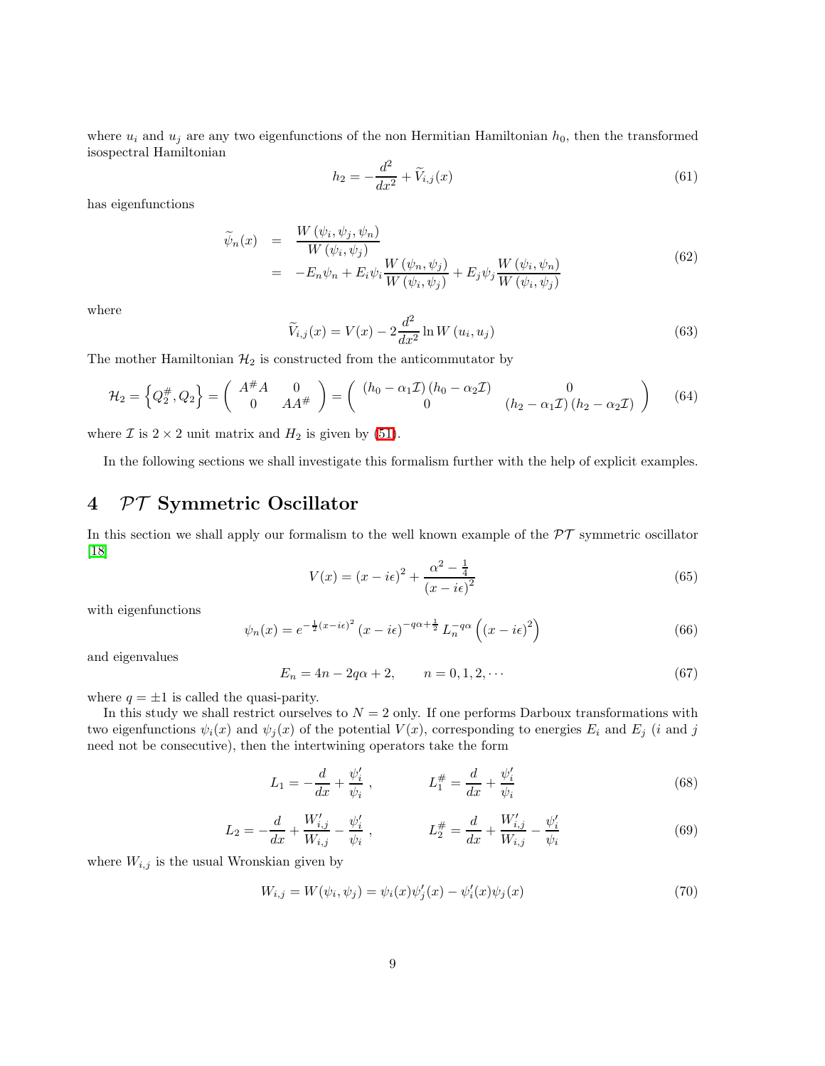where $u_i$ and $u_j$ are any two eigenfunctions of the non Hermitian Hamiltonian $h_0$, then the transformed isospectral Hamiltonian

$$h_2 = -\frac{d^2}{dx^2} + \widetilde{V}_{i,j}(x) \tag{61}$$

has eigenfunctions

$$\begin{aligned} \widetilde{\psi}_n(x) &= \frac{W(\psi_i, \psi_j, \psi_n)}{W(\psi_i, \psi_j)} \\ &= -E_n\psi_n + E_i\psi_i\frac{W(\psi_n, \psi_j)}{W(\psi_i, \psi_j)} + E_j\psi_j\frac{W(\psi_i, \psi_n)}{W(\psi_i, \psi_j)} \end{aligned} \tag{62}$$

where

$$\widetilde{V}_{i,j}(x) = V(x) - 2\frac{d^2}{dx^2}\ln W(u_i, u_j) \tag{63}$$

The mother Hamiltonian $\mathcal{H}_2$ is constructed from the anticommutator by

$$\mathcal{H}_2 = \left\{Q_2^{\#}, Q_2\right\} = \begin{pmatrix} A^{\#}A & 0 \\ 0 & AA^{\#} \end{pmatrix} = \begin{pmatrix} (h_0 - \alpha_1\mathcal{I})(h_0 - \alpha_2\mathcal{I}) & 0 \\ 0 & (h_2 - \alpha_1\mathcal{I})(h_2 - \alpha_2\mathcal{I}) \end{pmatrix} \tag{64}$$

where $\mathcal{I}$ is $2\times 2$ unit matrix and $H_2$ is given by (51).

In the following sections we shall investigate this formalism further with the help of explicit examples.

# 4 $\mathcal{PT}$ Symmetric Oscillator

In this section we shall apply our formalism to the well known example of the $\mathcal{PT}$ symmetric oscillator [18]

$$V(x) = (x - i\epsilon)^2 + \frac{\alpha^2 - \frac{1}{4}}{(x - i\epsilon)^2} \tag{65}$$

with eigenfunctions

$$\psi_n(x) = e^{-\frac{1}{2}(x-i\epsilon)^2}(x - i\epsilon)^{-q\alpha+\frac{1}{2}} L_n^{-q\alpha}\left((x - i\epsilon)^2\right) \tag{66}$$

and eigenvalues

$$E_n = 4n - 2q\alpha + 2, \qquad n = 0, 1, 2, \cdots \tag{67}$$

where $q = \pm 1$ is called the quasi-parity.

In this study we shall restrict ourselves to $N = 2$ only. If one performs Darboux transformations with two eigenfunctions $\psi_i(x)$ and $\psi_j(x)$ of the potential $V(x)$, corresponding to energies $E_i$ and $E_j$ ($i$ and $j$ need not be consecutive), then the intertwining operators take the form

$$L_1 = -\frac{d}{dx} + \frac{\psi_i'}{\psi_i}\,, \qquad\qquad L_1^{\#} = \frac{d}{dx} + \frac{\psi_i'}{\psi_i} \tag{68}$$

$$L_2 = -\frac{d}{dx} + \frac{W_{i,j}'}{W_{i,j}} - \frac{\psi_i'}{\psi_i}\,, \qquad\qquad L_2^{\#} = \frac{d}{dx} + \frac{W_{i,j}'}{W_{i,j}} - \frac{\psi_i'}{\psi_i} \tag{69}$$

where $W_{i,j}$ is the usual Wronskian given by

$$W_{i,j} = W(\psi_i, \psi_j) = \psi_i(x)\psi_j'(x) - \psi_i'(x)\psi_j(x) \tag{70}$$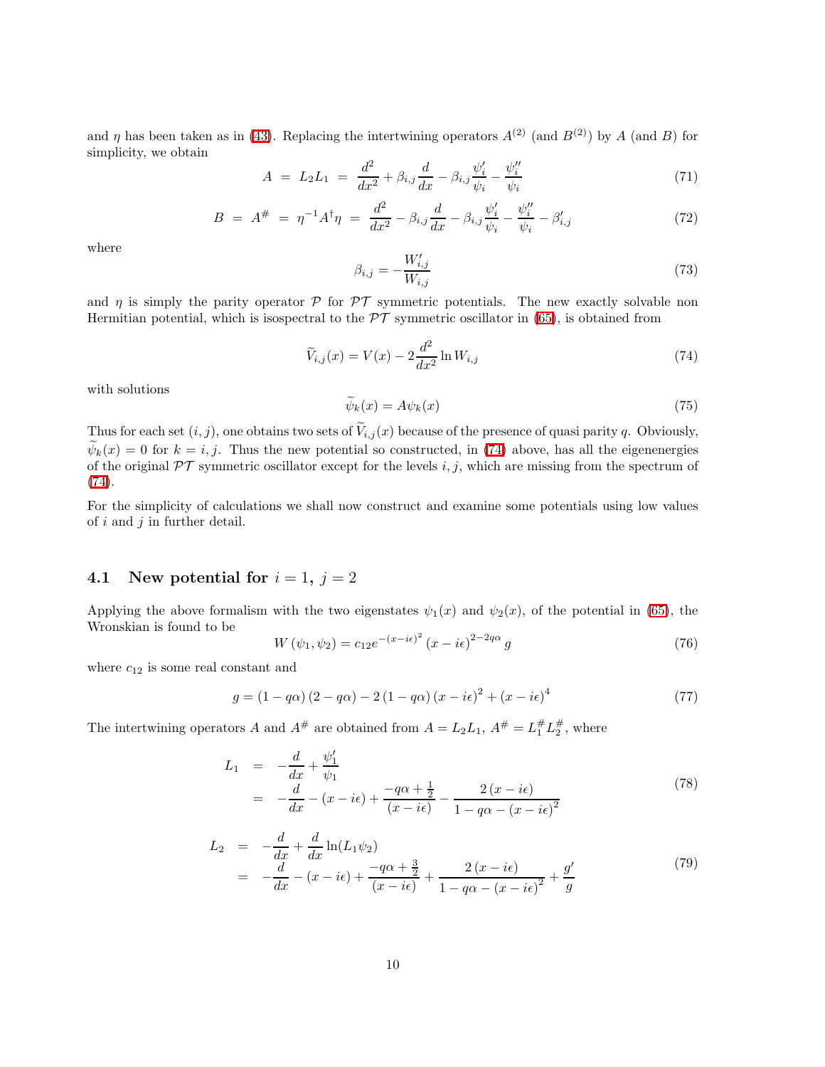and $\eta$ has been taken as in (43). Replacing the intertwining operators $A^{(2)}$ (and $B^{(2)}$) by $A$ (and $B$) for simplicity, we obtain

$$A \;=\; L_2 L_1 \;=\; \frac{d^2}{dx^2} + \beta_{i,j}\frac{d}{dx} - \beta_{i,j}\frac{\psi_i'}{\psi_i} - \frac{\psi_i''}{\psi_i} \tag{71}$$

$$B \;=\; A^{\#} \;=\; \eta^{-1}A^{\dagger}\eta \;=\; \frac{d^2}{dx^2} - \beta_{i,j}\frac{d}{dx} - \beta_{i,j}\frac{\psi_i'}{\psi_i} - \frac{\psi_i''}{\psi_i} - \beta_{i,j}' \tag{72}$$

where

$$\beta_{i,j} = -\frac{W_{i,j}'}{W_{i,j}} \tag{73}$$

and $\eta$ is simply the parity operator $\mathcal{P}$ for $\mathcal{PT}$ symmetric potentials. The new exactly solvable non Hermitian potential, which is isospectral to the $\mathcal{PT}$ symmetric oscillator in (65), is obtained from

$$\widetilde{V}_{i,j}(x) = V(x) - 2\frac{d^2}{dx^2}\ln W_{i,j} \tag{74}$$

with solutions

$$\widetilde{\psi}_k(x) = A\psi_k(x) \tag{75}$$

Thus for each set $(i,j)$, one obtains two sets of $\widetilde{V}_{i,j}(x)$ because of the presence of quasi parity $q$. Obviously, $\widetilde{\psi}_k(x) = 0$ for $k = i,j$. Thus the new potential so constructed, in (74) above, has all the eigenenergies of the original $\mathcal{PT}$ symmetric oscillator except for the levels $i,j$, which are missing from the spectrum of (74).

For the simplicity of calculations we shall now construct and examine some potentials using low values of $i$ and $j$ in further detail.

## 4.1 New potential for $i = 1$, $j = 2$

Applying the above formalism with the two eigenstates $\psi_1(x)$ and $\psi_2(x)$, of the potential in (65), the Wronskian is found to be

$$W(\psi_1, \psi_2) = c_{12}e^{-(x-i\epsilon)^2}(x-i\epsilon)^{2-2q\alpha}\,g \tag{76}$$

where $c_{12}$ is some real constant and

$$g = (1-q\alpha)(2-q\alpha) - 2(1-q\alpha)(x-i\epsilon)^2 + (x-i\epsilon)^4 \tag{77}$$

The intertwining operators $A$ and $A^{\#}$ are obtained from $A = L_2L_1$, $A^{\#} = L_1^{\#}L_2^{\#}$, where

$$\begin{aligned} L_1 &= -\frac{d}{dx} + \frac{\psi_1'}{\psi_1} \\ &= -\frac{d}{dx} - (x-i\epsilon) + \frac{-q\alpha + \frac{1}{2}}{(x-i\epsilon)} - \frac{2(x-i\epsilon)}{1-q\alpha-(x-i\epsilon)^2} \end{aligned} \tag{78}$$

$$\begin{aligned} L_2 &= -\frac{d}{dx} + \frac{d}{dx}\ln(L_1\psi_2) \\ &= -\frac{d}{dx} - (x-i\epsilon) + \frac{-q\alpha + \frac{3}{2}}{(x-i\epsilon)} + \frac{2(x-i\epsilon)}{1-q\alpha-(x-i\epsilon)^2} + \frac{g'}{g} \end{aligned} \tag{79}$$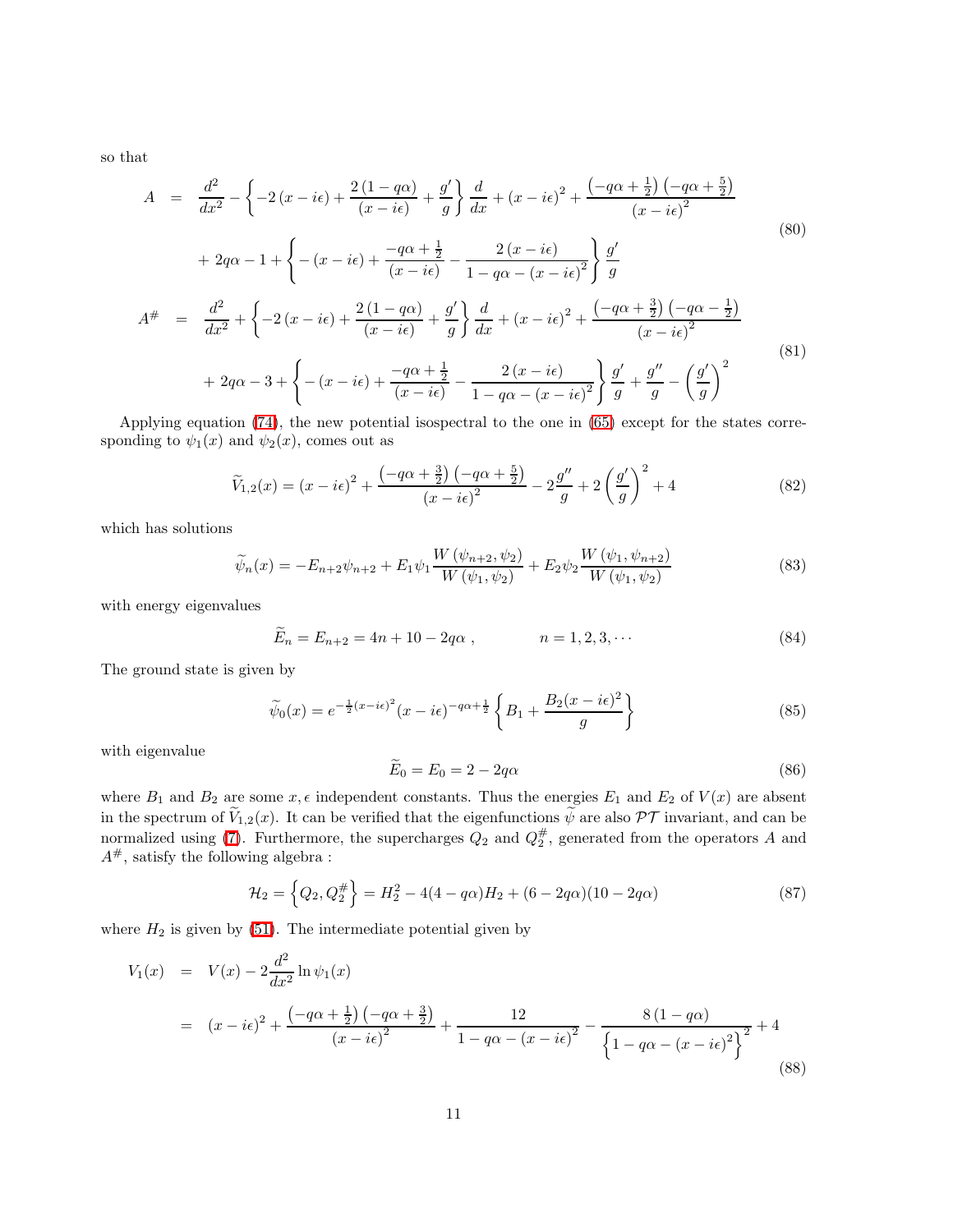so that

$$
\begin{aligned}
A &= \frac{d^2}{dx^2} - \left\{ -2\left(x-i\epsilon\right) + \frac{2\left(1-q\alpha\right)}{\left(x-i\epsilon\right)} + \frac{g'}{g} \right\} \frac{d}{dx} + \left(x-i\epsilon\right)^2 + \frac{\left(-q\alpha+\frac{1}{2}\right)\left(-q\alpha+\frac{5}{2}\right)}{\left(x-i\epsilon\right)^2} \\
&\quad + 2q\alpha - 1 + \left\{ -\left(x-i\epsilon\right) + \frac{-q\alpha+\frac{1}{2}}{\left(x-i\epsilon\right)} - \frac{2\left(x-i\epsilon\right)}{1-q\alpha-\left(x-i\epsilon\right)^2} \right\} \frac{g'}{g}
\end{aligned}
\tag{80}
$$

$$
\begin{aligned}
A^{\#} &= \frac{d^2}{dx^2} + \left\{ -2\left(x-i\epsilon\right) + \frac{2\left(1-q\alpha\right)}{\left(x-i\epsilon\right)} + \frac{g'}{g} \right\} \frac{d}{dx} + \left(x-i\epsilon\right)^2 + \frac{\left(-q\alpha+\frac{3}{2}\right)\left(-q\alpha-\frac{1}{2}\right)}{\left(x-i\epsilon\right)^2} \\
&\quad + 2q\alpha - 3 + \left\{ -\left(x-i\epsilon\right) + \frac{-q\alpha+\frac{1}{2}}{\left(x-i\epsilon\right)} - \frac{2\left(x-i\epsilon\right)}{1-q\alpha-\left(x-i\epsilon\right)^2} \right\} \frac{g'}{g} + \frac{g''}{g} - \left(\frac{g'}{g}\right)^2
\end{aligned}
\tag{81}
$$

Applying equation (74), the new potential isospectral to the one in (65) except for the states corresponding to $\psi_1(x)$ and $\psi_2(x)$, comes out as

$$
\widetilde{V}_{1,2}(x) = \left(x-i\epsilon\right)^2 + \frac{\left(-q\alpha+\frac{3}{2}\right)\left(-q\alpha+\frac{5}{2}\right)}{\left(x-i\epsilon\right)^2} - 2\frac{g''}{g} + 2\left(\frac{g'}{g}\right)^2 + 4 \tag{82}
$$

which has solutions

$$
\widetilde{\psi}_n(x) = -E_{n+2}\psi_{n+2} + E_1\psi_1 \frac{W\left(\psi_{n+2},\psi_2\right)}{W\left(\psi_1,\psi_2\right)} + E_2\psi_2 \frac{W\left(\psi_1,\psi_{n+2}\right)}{W\left(\psi_1,\psi_2\right)} \tag{83}
$$

with energy eigenvalues

$$
\widetilde{E}_n = E_{n+2} = 4n + 10 - 2q\alpha\ , \qquad\qquad n = 1, 2, 3, \cdots \tag{84}
$$

The ground state is given by

$$
\widetilde{\psi}_0(x) = e^{-\frac{1}{2}(x-i\epsilon)^2}(x-i\epsilon)^{-q\alpha+\frac{1}{2}} \left\{ B_1 + \frac{B_2(x-i\epsilon)^2}{g} \right\} \tag{85}
$$

with eigenvalue

$$
\widetilde{E}_0 = E_0 = 2 - 2q\alpha \tag{86}
$$

where $B_1$ and $B_2$ are some $x, \epsilon$ independent constants. Thus the energies $E_1$ and $E_2$ of $V(x)$ are absent in the spectrum of $\widetilde{V}_{1,2}(x)$. It can be verified that the eigenfunctions $\widetilde{\psi}$ are also $\mathcal{PT}$ invariant, and can be normalized using (7). Furthermore, the supercharges $Q_2$ and $Q_2^{\#}$, generated from the operators $A$ and $A^{\#}$, satisfy the following algebra :

$$
\mathcal{H}_2 = \left\{ Q_2, Q_2^{\#} \right\} = H_2^2 - 4(4-q\alpha)H_2 + (6-2q\alpha)(10-2q\alpha) \tag{87}
$$

where $H_2$ is given by (51). The intermediate potential given by

$$
\begin{aligned}
V_1(x) &= V(x) - 2\frac{d^2}{dx^2}\ln\psi_1(x) \\
&= \left(x-i\epsilon\right)^2 + \frac{\left(-q\alpha+\frac{1}{2}\right)\left(-q\alpha+\frac{3}{2}\right)}{\left(x-i\epsilon\right)^2} + \frac{12}{1-q\alpha-\left(x-i\epsilon\right)^2} - \frac{8\left(1-q\alpha\right)}{\left\{1-q\alpha-\left(x-i\epsilon\right)^2\right\}^2} + 4
\end{aligned}
\tag{88}
$$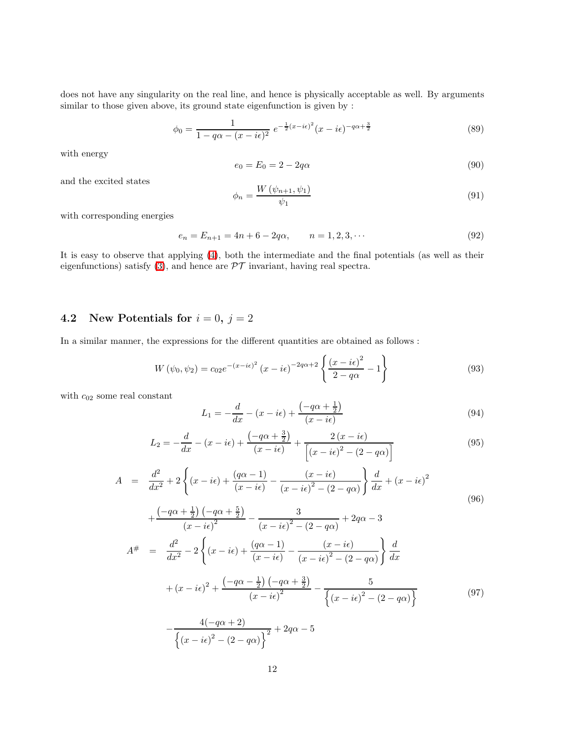does not have any singularity on the real line, and hence is physically acceptable as well. By arguments similar to those given above, its ground state eigenfunction is given by :

$$\phi_0 = \frac{1}{1 - q\alpha - (x - i\epsilon)^2} \; e^{-\frac{1}{2}(x-i\epsilon)^2} (x - i\epsilon)^{-q\alpha + \frac{3}{2}} \tag{89}$$

with energy

$$e_0 = E_0 = 2 - 2q\alpha \tag{90}$$

and the excited states

$$\phi_n = \frac{W\left(\psi_{n+1}, \psi_1\right)}{\psi_1} \tag{91}$$

with corresponding energies

$$e_n = E_{n+1} = 4n + 6 - 2q\alpha, \qquad n = 1, 2, 3, \cdots \tag{92}$$

It is easy to observe that applying (4), both the intermediate and the final potentials (as well as their eigenfunctions) satisfy (3), and hence are $\mathcal{PT}$ invariant, having real spectra.

## 4.2 New Potentials for $i = 0,\ j = 2$

In a similar manner, the expressions for the different quantities are obtained as follows :

$$W\left(\psi_0, \psi_2\right) = c_{02} e^{-(x-i\epsilon)^2} \left(x - i\epsilon\right)^{-2q\alpha + 2} \left\{ \frac{\left(x - i\epsilon\right)^2}{2 - q\alpha} - 1 \right\} \tag{93}$$

with $c_{02}$ some real constant

$$L_1 = -\frac{d}{dx} - (x - i\epsilon) + \frac{\left(-q\alpha + \frac{1}{2}\right)}{(x - i\epsilon)} \tag{94}$$

$$L_2 = -\frac{d}{dx} - (x - i\epsilon) + \frac{\left(-q\alpha + \frac{3}{2}\right)}{(x - i\epsilon)} + \frac{2\left(x - i\epsilon\right)}{\left[\left(x - i\epsilon\right)^2 - (2 - q\alpha)\right]} \tag{95}$$

$$\begin{aligned} A \;&=\; \frac{d^2}{dx^2} + 2\left\{ (x - i\epsilon) + \frac{(q\alpha - 1)}{(x - i\epsilon)} - \frac{(x - i\epsilon)}{\left(x - i\epsilon\right)^2 - (2 - q\alpha)} \right\} \frac{d}{dx} + (x - i\epsilon)^2 \\ &\quad + \frac{\left(-q\alpha + \frac{1}{2}\right)\left(-q\alpha + \frac{5}{2}\right)}{\left(x - i\epsilon\right)^2} - \frac{3}{\left(x - i\epsilon\right)^2 - (2 - q\alpha)} + 2q\alpha - 3 \end{aligned} \tag{96}$$

$$\begin{aligned} A^{\#} \;&=\; \frac{d^2}{dx^2} - 2\left\{ (x - i\epsilon) + \frac{(q\alpha - 1)}{(x - i\epsilon)} - \frac{(x - i\epsilon)}{\left(x - i\epsilon\right)^2 - (2 - q\alpha)} \right\} \frac{d}{dx} \\ &\quad + (x - i\epsilon)^2 + \frac{\left(-q\alpha - \frac{1}{2}\right)\left(-q\alpha + \frac{3}{2}\right)}{\left(x - i\epsilon\right)^2} - \frac{5}{\left\{\left(x - i\epsilon\right)^2 - (2 - q\alpha)\right\}} \\ &\quad - \frac{4(-q\alpha + 2)}{\left\{\left(x - i\epsilon\right)^2 - (2 - q\alpha)\right\}^2} + 2q\alpha - 5 \end{aligned} \tag{97}$$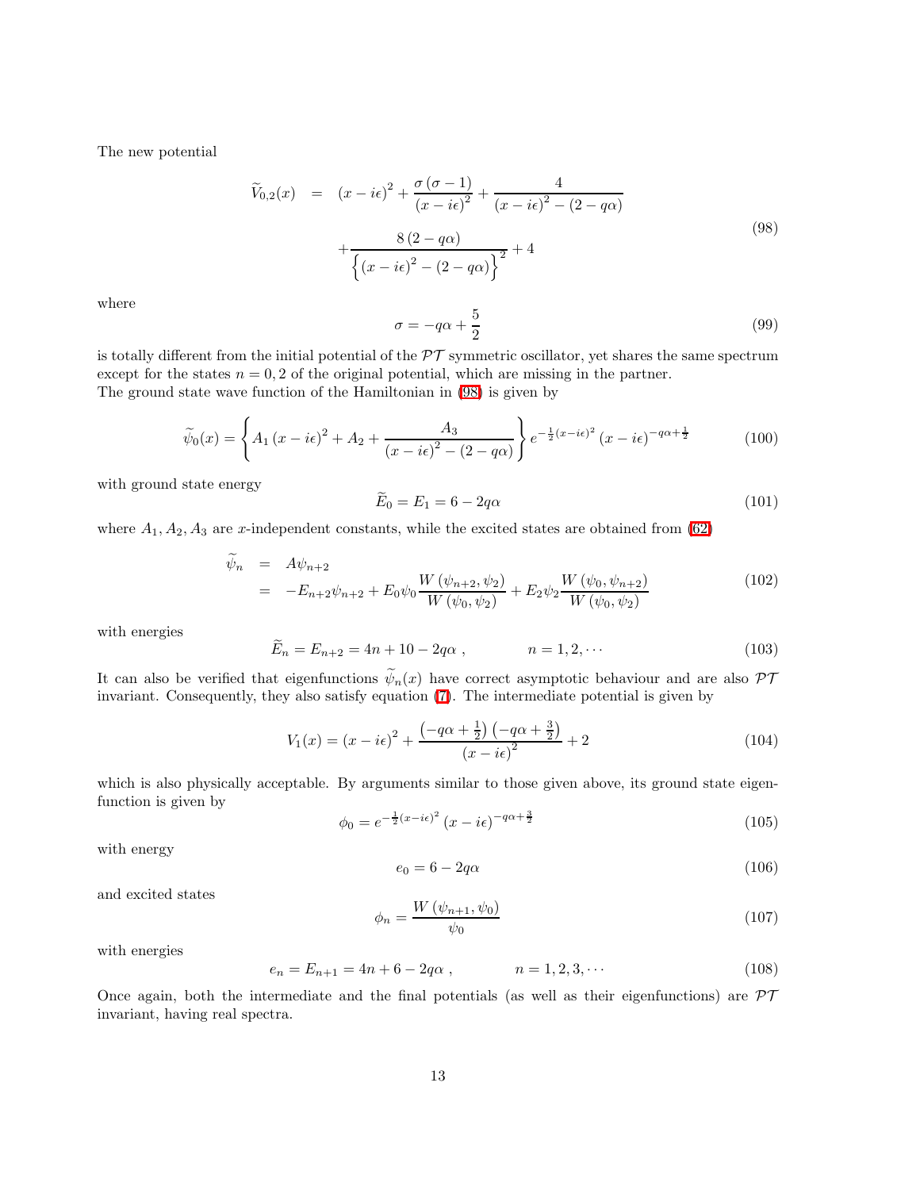The new potential

$$
\begin{aligned}
\widetilde{V}_{0,2}(x) &= (x-i\epsilon)^2 + \frac{\sigma(\sigma-1)}{(x-i\epsilon)^2} + \frac{4}{(x-i\epsilon)^2 - (2-q\alpha)} \\
&\quad + \frac{8(2-q\alpha)}{\left\{(x-i\epsilon)^2 - (2-q\alpha)\right\}^2} + 4
\end{aligned}
\tag{98}
$$

where

$$
\sigma = -q\alpha + \frac{5}{2} \tag{99}
$$

is totally different from the initial potential of the $\mathcal{PT}$ symmetric oscillator, yet shares the same spectrum except for the states $n = 0, 2$ of the original potential, which are missing in the partner.
The ground state wave function of the Hamiltonian in (98) is given by

$$
\widetilde{\psi}_0(x) = \left\{ A_1 (x-i\epsilon)^2 + A_2 + \frac{A_3}{(x-i\epsilon)^2 - (2-q\alpha)} \right\} e^{-\frac{1}{2}(x-i\epsilon)^2} (x-i\epsilon)^{-q\alpha+\frac{1}{2}} \tag{100}
$$

with ground state energy

$$
\widetilde{E}_0 = E_1 = 6 - 2q\alpha \tag{101}
$$

where $A_1, A_2, A_3$ are $x$-independent constants, while the excited states are obtained from (62)

$$
\begin{aligned}
\widetilde{\psi}_n &= A\psi_{n+2} \\
&= -E_{n+2}\psi_{n+2} + E_0\psi_0 \frac{W(\psi_{n+2}, \psi_2)}{W(\psi_0, \psi_2)} + E_2\psi_2 \frac{W(\psi_0, \psi_{n+2})}{W(\psi_0, \psi_2)}
\end{aligned}
\tag{102}
$$

with energies

$$
\widetilde{E}_n = E_{n+2} = 4n + 10 - 2q\alpha \,, \qquad\qquad n = 1, 2, \cdots \tag{103}
$$

It can also be verified that eigenfunctions $\widetilde{\psi}_n(x)$ have correct asymptotic behaviour and are also $\mathcal{PT}$ invariant. Consequently, they also satisfy equation (7). The intermediate potential is given by

$$
V_1(x) = (x-i\epsilon)^2 + \frac{\left(-q\alpha + \frac{1}{2}\right)\left(-q\alpha + \frac{3}{2}\right)}{(x-i\epsilon)^2} + 2 \tag{104}
$$

which is also physically acceptable. By arguments similar to those given above, its ground state eigenfunction is given by

$$
\phi_0 = e^{-\frac{1}{2}(x-i\epsilon)^2} (x-i\epsilon)^{-q\alpha+\frac{3}{2}} \tag{105}
$$

with energy

$$
e_0 = 6 - 2q\alpha \tag{106}
$$

and excited states

$$
\phi_n = \frac{W(\psi_{n+1}, \psi_0)}{\psi_0} \tag{107}
$$

with energies

$$
e_n = E_{n+1} = 4n + 6 - 2q\alpha \,, \qquad\qquad n = 1, 2, 3, \cdots \tag{108}
$$

Once again, both the intermediate and the final potentials (as well as their eigenfunctions) are $\mathcal{PT}$ invariant, having real spectra.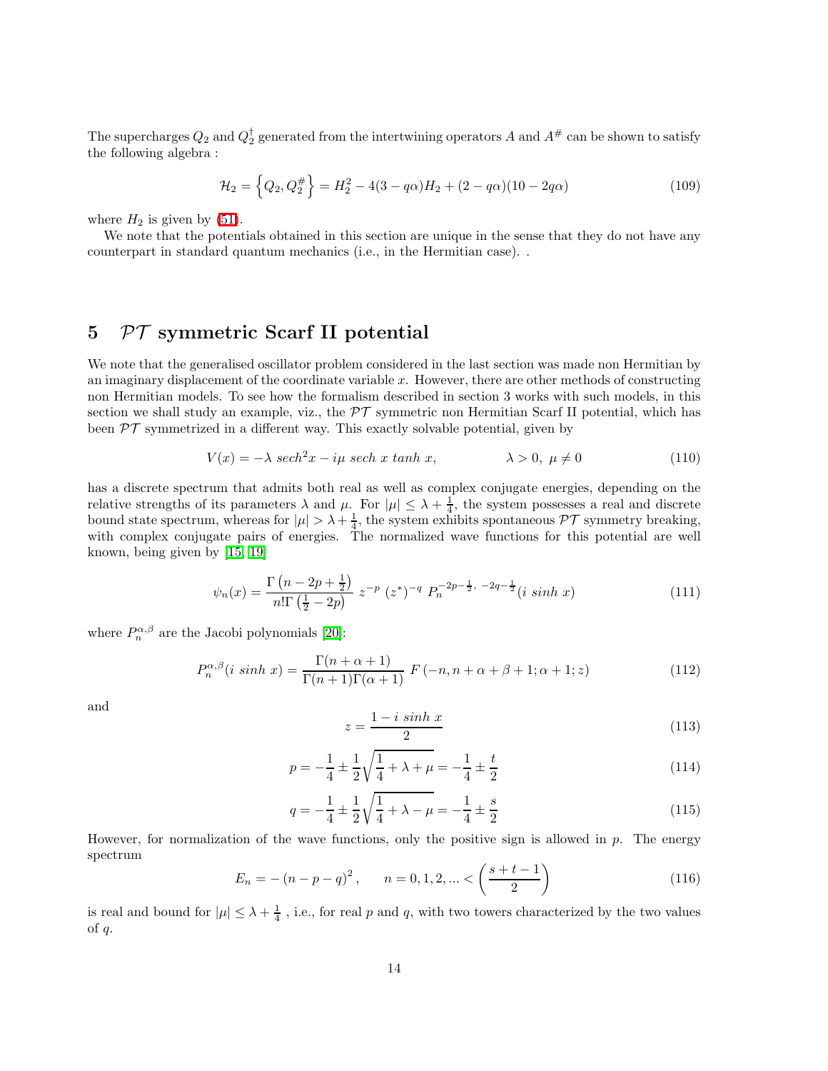The supercharges $Q_2$ and $Q_2^\dagger$ generated from the intertwining operators $A$ and $A^\#$ can be shown to satisfy the following algebra :

$$\mathcal{H}_2 = \left\{ Q_2, Q_2^\# \right\} = H_2^2 - 4(3 - q\alpha)H_2 + (2 - q\alpha)(10 - 2q\alpha) \tag{109}$$

where $H_2$ is given by (51).

We note that the potentials obtained in this section are unique in the sense that they do not have any counterpart in standard quantum mechanics (i.e., in the Hermitian case). .

## 5 $\mathcal{PT}$ symmetric Scarf II potential

We note that the generalised oscillator problem considered in the last section was made non Hermitian by an imaginary displacement of the coordinate variable $x$. However, there are other methods of constructing non Hermitian models. To see how the formalism described in section 3 works with such models, in this section we shall study an example, viz., the $\mathcal{PT}$ symmetric non Hermitian Scarf II potential, which has been $\mathcal{PT}$ symmetrized in a different way. This exactly solvable potential, given by

$$V(x) = -\lambda \; sech^2 x - i\mu \; sech \; x \; tanh \; x, \qquad\qquad \lambda > 0, \; \mu \neq 0 \tag{110}$$

has a discrete spectrum that admits both real as well as complex conjugate energies, depending on the relative strengths of its parameters $\lambda$ and $\mu$. For $|\mu| \leq \lambda + \frac{1}{4}$, the system possesses a real and discrete bound state spectrum, whereas for $|\mu| > \lambda + \frac{1}{4}$, the system exhibits spontaneous $\mathcal{PT}$ symmetry breaking, with complex conjugate pairs of energies. The normalized wave functions for this potential are well known, being given by [15, 19]

$$\psi_n(x) = \frac{\Gamma\left(n - 2p + \frac{1}{2}\right)}{n!\Gamma\left(\frac{1}{2} - 2p\right)} \; z^{-p} \; (z^*)^{-q} \; P_n^{-2p-\frac{1}{2}, \; -2q-\frac{1}{2}}(i \; sinh \; x) \tag{111}$$

where $P_n^{\alpha,\beta}$ are the Jacobi polynomials [20]:

$$P_n^{\alpha,\beta}(i \; sinh \; x) = \frac{\Gamma(n + \alpha + 1)}{\Gamma(n+1)\Gamma(\alpha+1)} \; F\left(-n, n + \alpha + \beta + 1; \alpha + 1; z\right) \tag{112}$$

and

$$z = \frac{1 - i \; sinh \; x}{2} \tag{113}$$

$$p = -\frac{1}{4} \pm \frac{1}{2}\sqrt{\frac{1}{4} + \lambda + \mu} = -\frac{1}{4} \pm \frac{t}{2} \tag{114}$$

$$q = -\frac{1}{4} \pm \frac{1}{2}\sqrt{\frac{1}{4} + \lambda - \mu} = -\frac{1}{4} \pm \frac{s}{2} \tag{115}$$

However, for normalization of the wave functions, only the positive sign is allowed in $p$. The energy spectrum

$$E_n = -\left(n - p - q\right)^2, \qquad n = 0, 1, 2, ... < \left(\frac{s + t - 1}{2}\right) \tag{116}$$

is real and bound for $|\mu| \leq \lambda + \frac{1}{4}$ , i.e., for real $p$ and $q$, with two towers characterized by the two values of $q$.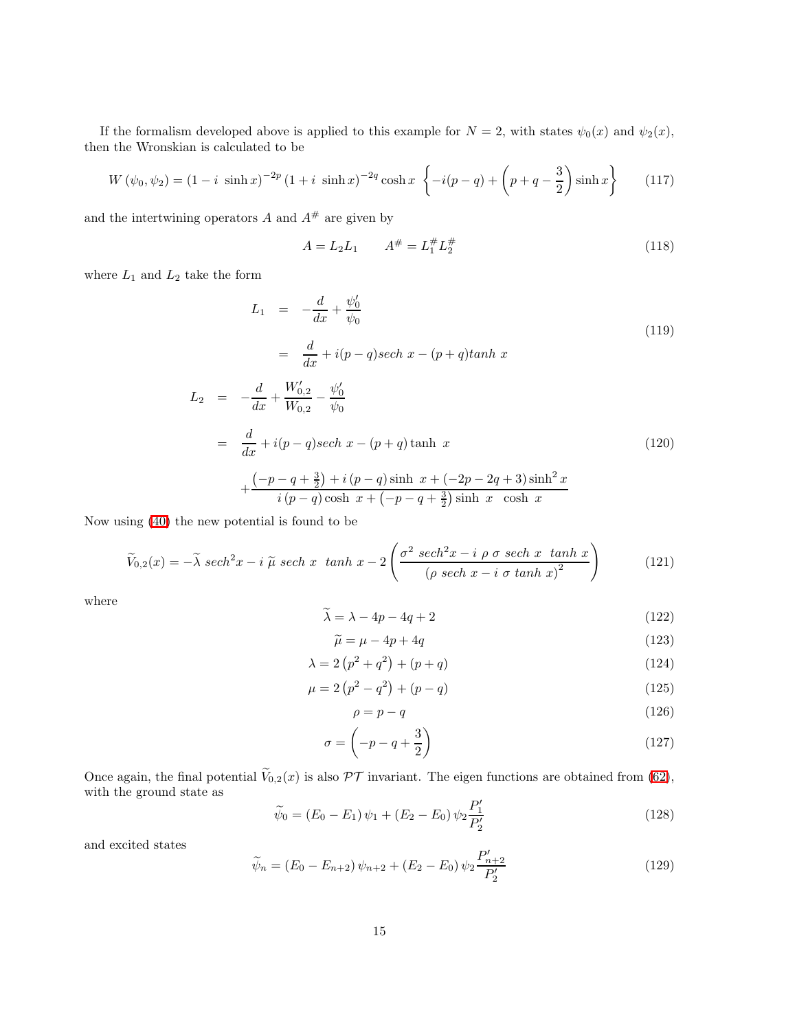If the formalism developed above is applied to this example for $N = 2$, with states $\psi_0(x)$ and $\psi_2(x)$, then the Wronskian is calculated to be

$$W\left(\psi_0, \psi_2\right) = \left(1 - i\ \sinh x\right)^{-2p}\left(1 + i\ \sinh x\right)^{-2q}\cosh x\ \left\{-i(p-q) + \left(p + q - \frac{3}{2}\right)\sinh x\right\} \tag{117}$$

and the intertwining operators $A$ and $A^{\#}$ are given by

$$A = L_2 L_1 \qquad A^{\#} = L_1^{\#} L_2^{\#} \tag{118}$$

where $L_1$ and $L_2$ take the form

$$\begin{aligned} L_1 &= -\frac{d}{dx} + \frac{\psi_0'}{\psi_0} \\ &= \frac{d}{dx} + i(p-q)sech\ x - (p+q)tanh\ x \end{aligned} \tag{119}$$

$$\begin{aligned} L_2 &= -\frac{d}{dx} + \frac{W_{0,2}'}{W_{0,2}} - \frac{\psi_0'}{\psi_0} \\ &= \frac{d}{dx} + i(p-q)sech\ x - (p+q)\tanh\ x \\ &\quad + \frac{\left(-p-q+\frac{3}{2}\right) + i\left(p-q\right)\sinh\ x + \left(-2p-2q+3\right)\sinh^2 x}{i\left(p-q\right)\cosh\ x + \left(-p-q+\frac{3}{2}\right)\sinh\ x\ \ \cosh\ x} \end{aligned} \tag{120}$$

Now using (40) the new potential is found to be

$$\widetilde{V}_{0,2}(x) = -\widetilde{\lambda}\ sech^2 x - i\ \widetilde{\mu}\ sech\ x\ \ tanh\ x - 2\left(\frac{\sigma^2\ sech^2 x - i\ \rho\ \sigma\ sech\ x\ \ tanh\ x}{\left(\rho\ sech\ x - i\ \sigma\ tanh\ x\right)^2}\right) \tag{121}$$

where

$$\widetilde{\lambda} = \lambda - 4p - 4q + 2 \tag{122}$$

$$\widetilde{\mu} = \mu - 4p + 4q \tag{123}$$

$$\lambda = 2\left(p^2 + q^2\right) + (p+q) \tag{124}$$

$$\mu = 2\left(p^2 - q^2\right) + (p-q) \tag{125}$$

$$\rho = p - q \tag{126}$$

$$\sigma = \left(-p - q + \frac{3}{2}\right) \tag{127}$$

Once again, the final potential $\widetilde{V}_{0,2}(x)$ is also $\mathcal{PT}$ invariant. The eigen functions are obtained from (62), with the ground state as

$$\widetilde{\psi}_0 = \left(E_0 - E_1\right)\psi_1 + \left(E_2 - E_0\right)\psi_2 \frac{P_1'}{P_2'} \tag{128}$$

and excited states

$$\widetilde{\psi}_n = \left(E_0 - E_{n+2}\right)\psi_{n+2} + \left(E_2 - E_0\right)\psi_2 \frac{P_{n+2}'}{P_2'} \tag{129}$$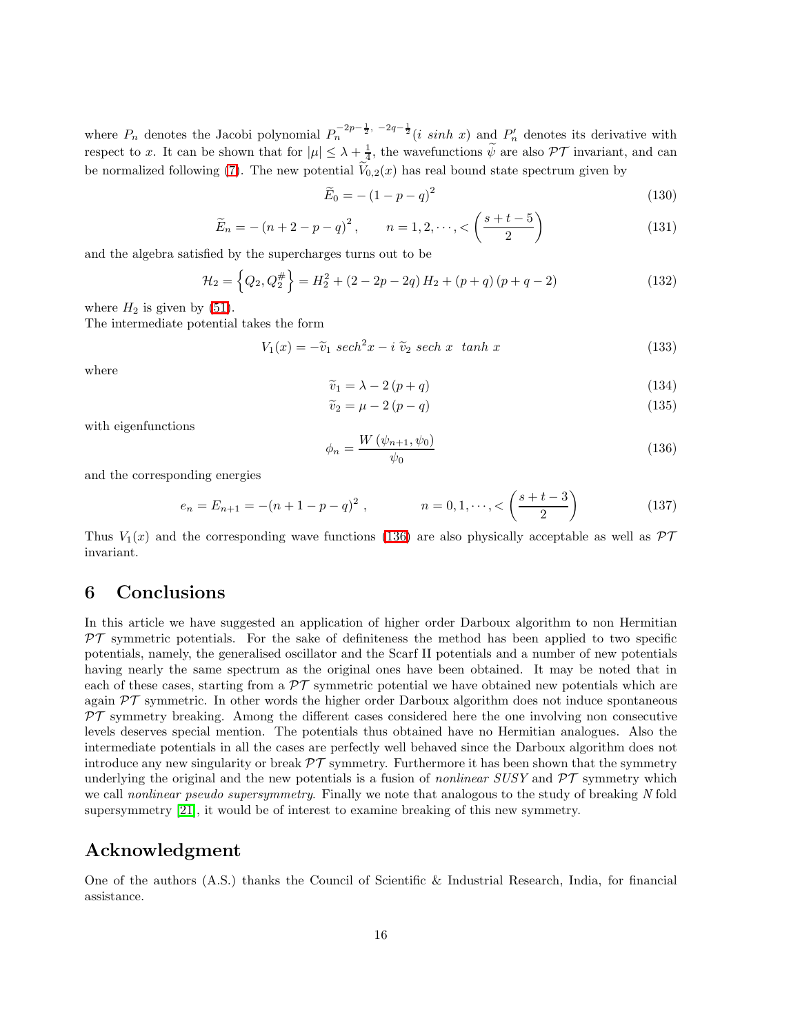where $P_n$ denotes the Jacobi polynomial $P_n^{-2p-\frac{1}{2},\ -2q-\frac{1}{2}}(i\ sinh\ x)$ and $P_n'$ denotes its derivative with respect to $x$. It can be shown that for $|\mu| \leq \lambda + \frac{1}{4}$, the wavefunctions $\widetilde{\psi}$ are also $\mathcal{PT}$ invariant, and can be normalized following (7). The new potential $\widetilde{V}_{0,2}(x)$ has real bound state spectrum given by

$$\widetilde{E}_0 = -\left(1 - p - q\right)^2 \tag{130}$$

$$\widetilde{E}_n = -\left(n + 2 - p - q\right)^2, \qquad n = 1, 2, \cdots, < \left(\frac{s + t - 5}{2}\right) \tag{131}$$

and the algebra satisfied by the supercharges turns out to be

$$\mathcal{H}_2 = \left\{Q_2, Q_2^{\#}\right\} = H_2^2 + \left(2 - 2p - 2q\right) H_2 + \left(p + q\right)\left(p + q - 2\right) \tag{132}$$

where $H_2$ is given by (51).
The intermediate potential takes the form

$$V_1(x) = -\widetilde{v}_1\ sech^2 x - i\ \widetilde{v}_2\ sech\ x\ \ tanh\ x \tag{133}$$

where

$$\widetilde{v}_1 = \lambda - 2\left(p + q\right) \tag{134}$$

$$\widetilde{v}_2 = \mu - 2\left(p - q\right) \tag{135}$$

with eigenfunctions

$$\phi_n = \frac{W\left(\psi_{n+1}, \psi_0\right)}{\psi_0} \tag{136}$$

and the corresponding energies

$$e_n = E_{n+1} = -(n + 1 - p - q)^2\ , \qquad n = 0, 1, \cdots, < \left(\frac{s + t - 3}{2}\right) \tag{137}$$

Thus $V_1(x)$ and the corresponding wave functions (136) are also physically acceptable as well as $\mathcal{PT}$ invariant.

## 6 Conclusions

In this article we have suggested an application of higher order Darboux algorithm to non Hermitian $\mathcal{PT}$ symmetric potentials. For the sake of definiteness the method has been applied to two specific potentials, namely, the generalised oscillator and the Scarf II potentials and a number of new potentials having nearly the same spectrum as the original ones have been obtained. It may be noted that in each of these cases, starting from a $\mathcal{PT}$ symmetric potential we have obtained new potentials which are again $\mathcal{PT}$ symmetric. In other words the higher order Darboux algorithm does not induce spontaneous $\mathcal{PT}$ symmetry breaking. Among the different cases considered here the one involving non consecutive levels deserves special mention. The potentials thus obtained have no Hermitian analogues. Also the intermediate potentials in all the cases are perfectly well behaved since the Darboux algorithm does not introduce any new singularity or break $\mathcal{PT}$ symmetry. Furthermore it has been shown that the symmetry underlying the original and the new potentials is a fusion of *nonlinear SUSY* and $\mathcal{PT}$ symmetry which we call *nonlinear pseudo supersymmetry*. Finally we note that analogous to the study of breaking $N$ fold supersymmetry [21], it would be of interest to examine breaking of this new symmetry.

## Acknowledgment

One of the authors (A.S.) thanks the Council of Scientific & Industrial Research, India, for financial assistance.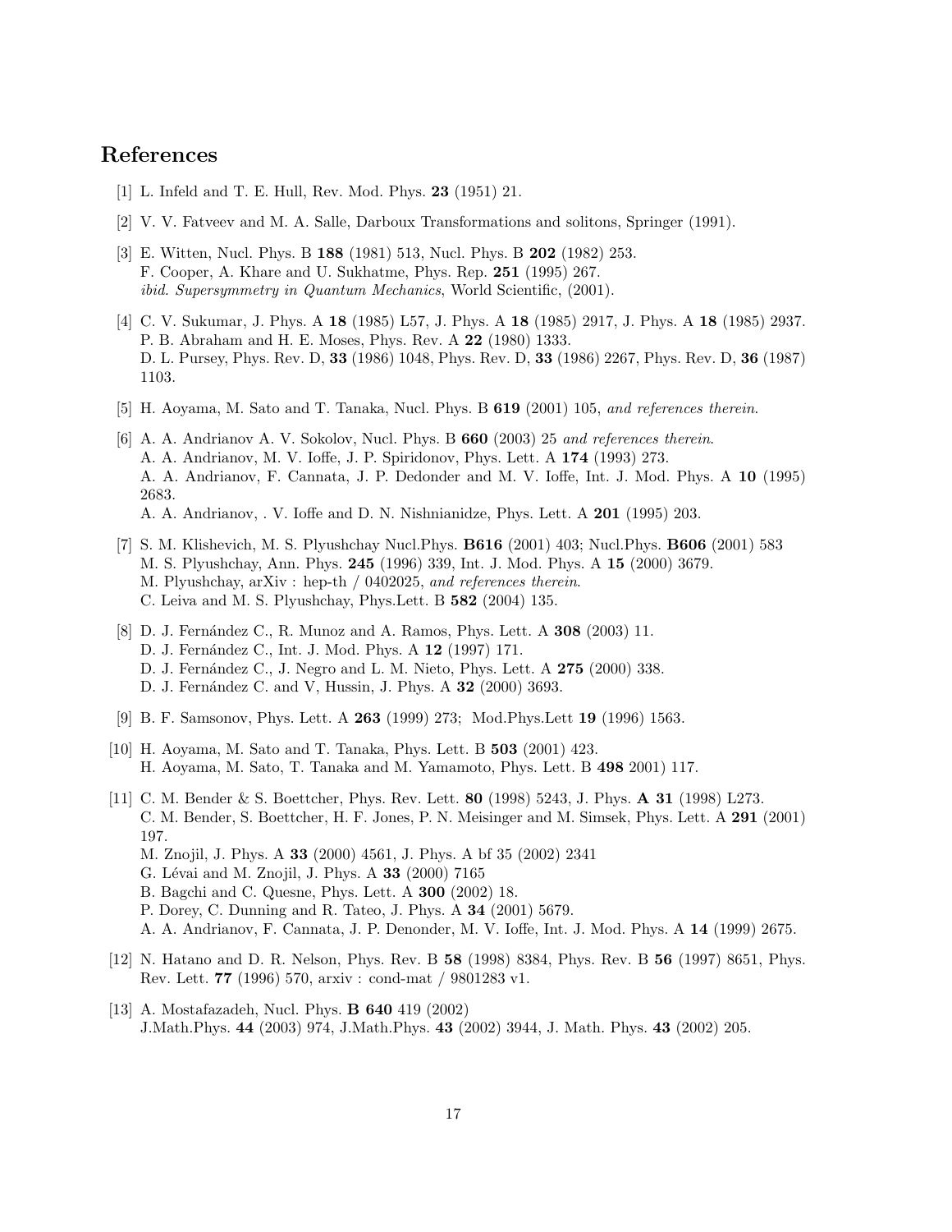# References

[1] L. Infeld and T. E. Hull, Rev. Mod. Phys. **23** (1951) 21.

[2] V. V. Fatveev and M. A. Salle, Darboux Transformations and solitons, Springer (1991).

[3] E. Witten, Nucl. Phys. B **188** (1981) 513, Nucl. Phys. B **202** (1982) 253.
F. Cooper, A. Khare and U. Sukhatme, Phys. Rep. **251** (1995) 267.
*ibid. Supersymmetry in Quantum Mechanics*, World Scientific, (2001).

[4] C. V. Sukumar, J. Phys. A **18** (1985) L57, J. Phys. A **18** (1985) 2917, J. Phys. A **18** (1985) 2937.
P. B. Abraham and H. E. Moses, Phys. Rev. A **22** (1980) 1333.
D. L. Pursey, Phys. Rev. D, **33** (1986) 1048, Phys. Rev. D, **33** (1986) 2267, Phys. Rev. D, **36** (1987) 1103.

[5] H. Aoyama, M. Sato and T. Tanaka, Nucl. Phys. B **619** (2001) 105, *and references therein.*

[6] A. A. Andrianov A. V. Sokolov, Nucl. Phys. B **660** (2003) 25 *and references therein*.
A. A. Andrianov, M. V. Ioffe, J. P. Spiridonov, Phys. Lett. A **174** (1993) 273.
A. A. Andrianov, F. Cannata, J. P. Dedonder and M. V. Ioffe, Int. J. Mod. Phys. A **10** (1995) 2683.
A. A. Andrianov, . V. Ioffe and D. N. Nishnianidze, Phys. Lett. A **201** (1995) 203.

[7] S. M. Klishevich, M. S. Plyushchay Nucl.Phys. **B616** (2001) 403; Nucl.Phys. **B606** (2001) 583
M. S. Plyushchay, Ann. Phys. **245** (1996) 339, Int. J. Mod. Phys. A **15** (2000) 3679.
M. Plyushchay, arXiv : hep-th / 0402025, *and references therein*.
C. Leiva and M. S. Plyushchay, Phys.Lett. B **582** (2004) 135.

[8] D. J. Fernández C., R. Munoz and A. Ramos, Phys. Lett. A **308** (2003) 11.
D. J. Fernández C., Int. J. Mod. Phys. A **12** (1997) 171.
D. J. Fernández C., J. Negro and L. M. Nieto, Phys. Lett. A **275** (2000) 338.
D. J. Fernández C. and V, Hussin, J. Phys. A **32** (2000) 3693.

[9] B. F. Samsonov, Phys. Lett. A **263** (1999) 273; Mod.Phys.Lett **19** (1996) 1563.

[10] H. Aoyama, M. Sato and T. Tanaka, Phys. Lett. B **503** (2001) 423.
H. Aoyama, M. Sato, T. Tanaka and M. Yamamoto, Phys. Lett. B **498** 2001) 117.

[11] C. M. Bender & S. Boettcher, Phys. Rev. Lett. **80** (1998) 5243, J. Phys. **A 31** (1998) L273.
C. M. Bender, S. Boettcher, H. F. Jones, P. N. Meisinger and M. Simsek, Phys. Lett. A **291** (2001) 197.
M. Znojil, J. Phys. A **33** (2000) 4561, J. Phys. A bf 35 (2002) 2341
G. Lévai and M. Znojil, J. Phys. A **33** (2000) 7165
B. Bagchi and C. Quesne, Phys. Lett. A **300** (2002) 18.
P. Dorey, C. Dunning and R. Tateo, J. Phys. A **34** (2001) 5679.
A. A. Andrianov, F. Cannata, J. P. Denonder, M. V. Ioffe, Int. J. Mod. Phys. A **14** (1999) 2675.

[12] N. Hatano and D. R. Nelson, Phys. Rev. B **58** (1998) 8384, Phys. Rev. B **56** (1997) 8651, Phys. Rev. Lett. **77** (1996) 570, arxiv : cond-mat / 9801283 v1.

[13] A. Mostafazadeh, Nucl. Phys. **B 640** 419 (2002)
J.Math.Phys. **44** (2003) 974, J.Math.Phys. **43** (2002) 3944, J. Math. Phys. **43** (2002) 205.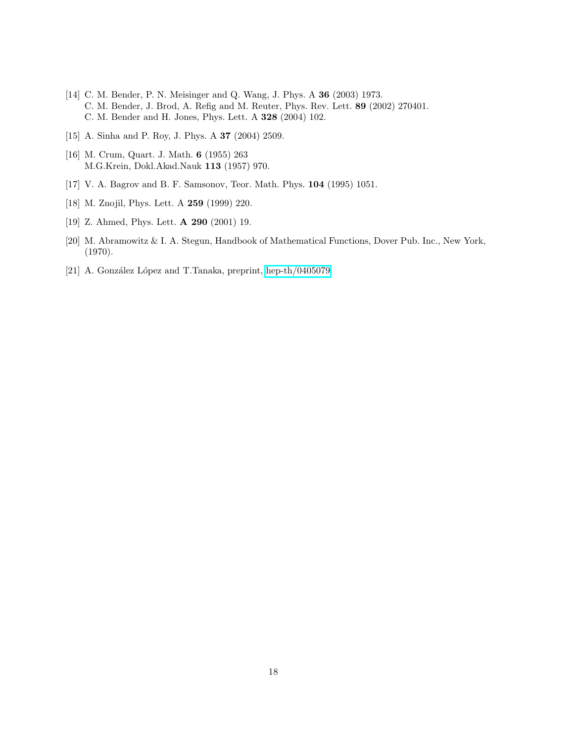[14] C. M. Bender, P. N. Meisinger and Q. Wang, J. Phys. A **36** (2003) 1973.
C. M. Bender, J. Brod, A. Refig and M. Reuter, Phys. Rev. Lett. **89** (2002) 270401.
C. M. Bender and H. Jones, Phys. Lett. A **328** (2004) 102.

[15] A. Sinha and P. Roy, J. Phys. A **37** (2004) 2509.

[16] M. Crum, Quart. J. Math. **6** (1955) 263
M.G.Krein, Dokl.Akad.Nauk **113** (1957) 970.

[17] V. A. Bagrov and B. F. Samsonov, Teor. Math. Phys. **104** (1995) 1051.

[18] M. Znojil, Phys. Lett. A **259** (1999) 220.

[19] Z. Ahmed, Phys. Lett. **A 290** (2001) 19.

[20] M. Abramowitz & I. A. Stegun, Handbook of Mathematical Functions, Dover Pub. Inc., New York, (1970).

[21] A. González López and T.Tanaka, preprint, hep-th/0405079